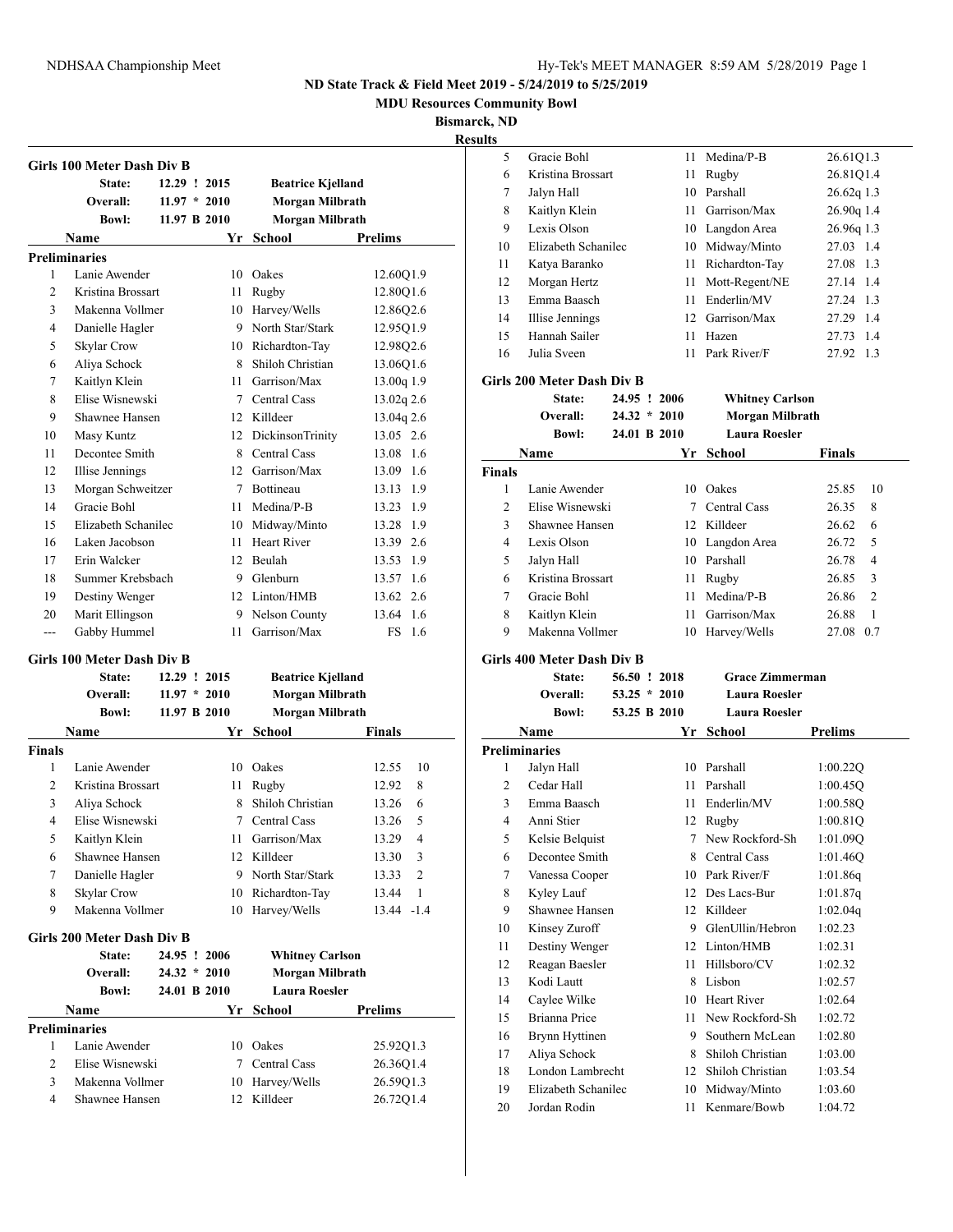**ND State Track & Field Meet 2019 - 5/24/2019 to 5/25/2019**

**MDU Resources Community Bowl**

**Bismarck, ND**

**Results**

### Girls 100 Meter Dash Div B

| | | | |
|---|---|---|---|
| State: | 12.29 ! 2015 | Beatrice Kjelland | |
| Overall: | 11.97 * 2010 | Morgan Milbrath | |
| Bowl: | 11.97 B 2010 | Morgan Milbrath | |

**Preliminaries**

| | Name | Yr | School | Prelims | Wind |
|---|---|---|---|---|---|
| 1 | Lanie Awender | 10 | Oakes | 12.60Q | 1.9 |
| 2 | Kristina Brossart | 11 | Rugby | 12.80Q | 1.6 |
| 3 | Makenna Vollmer | 10 | Harvey/Wells | 12.86Q | 2.6 |
| 4 | Danielle Hagler | 9 | North Star/Stark | 12.95Q | 1.9 |
| 5 | Skylar Crow | 10 | Richardton-Tay | 12.98Q | 2.6 |
| 6 | Aliya Schock | 8 | Shiloh Christian | 13.06Q | 1.6 |
| 7 | Kaitlyn Klein | 11 | Garrison/Max | 13.00q | 1.9 |
| 8 | Elise Wisnewski | 7 | Central Cass | 13.02q | 2.6 |
| 9 | Shawnee Hansen | 12 | Killdeer | 13.04q | 2.6 |
| 10 | Masy Kuntz | 12 | DickinsonTrinity | 13.05 | 2.6 |
| 11 | Decontee Smith | 8 | Central Cass | 13.08 | 1.6 |
| 12 | Illise Jennings | 12 | Garrison/Max | 13.09 | 1.6 |
| 13 | Morgan Schweitzer | 7 | Bottineau | 13.13 | 1.9 |
| 14 | Gracie Bohl | 11 | Medina/P-B | 13.23 | 1.9 |
| 15 | Elizabeth Schanilec | 10 | Midway/Minto | 13.28 | 1.9 |
| 16 | Laken Jacobson | 11 | Heart River | 13.39 | 2.6 |
| 17 | Erin Walcker | 12 | Beulah | 13.53 | 1.9 |
| 18 | Summer Krebsbach | 9 | Glenburn | 13.57 | 1.6 |
| 19 | Destiny Wenger | 12 | Linton/HMB | 13.62 | 2.6 |
| 20 | Marit Ellingson | 9 | Nelson County | 13.64 | 1.6 |
| --- | Gabby Hummel | 11 | Garrison/Max | FS | 1.6 |

### Girls 100 Meter Dash Div B

| | | | |
|---|---|---|---|
| State: | 12.29 ! 2015 | Beatrice Kjelland | |
| Overall: | 11.97 * 2010 | Morgan Milbrath | |
| Bowl: | 11.97 B 2010 | Morgan Milbrath | |

**Finals**

| | Name | Yr | School | Finals | Points |
|---|---|---|---|---|---|
| 1 | Lanie Awender | 10 | Oakes | 12.55 | 10 |
| 2 | Kristina Brossart | 11 | Rugby | 12.92 | 8 |
| 3 | Aliya Schock | 8 | Shiloh Christian | 13.26 | 6 |
| 4 | Elise Wisnewski | 7 | Central Cass | 13.26 | 5 |
| 5 | Kaitlyn Klein | 11 | Garrison/Max | 13.29 | 4 |
| 6 | Shawnee Hansen | 12 | Killdeer | 13.30 | 3 |
| 7 | Danielle Hagler | 9 | North Star/Stark | 13.33 | 2 |
| 8 | Skylar Crow | 10 | Richardton-Tay | 13.44 | 1 |
| 9 | Makenna Vollmer | 10 | Harvey/Wells | 13.44 | -1.4 |

### Girls 200 Meter Dash Div B

| | | | |
|---|---|---|---|
| State: | 24.95 ! 2006 | Whitney Carlson | |
| Overall: | 24.32 * 2010 | Morgan Milbrath | |
| Bowl: | 24.01 B 2010 | Laura Roesler | |

**Preliminaries**

| | Name | Yr | School | Prelims | Wind |
|---|---|---|---|---|---|
| 1 | Lanie Awender | 10 | Oakes | 25.92Q | 1.3 |
| 2 | Elise Wisnewski | 7 | Central Cass | 26.36Q | 1.4 |
| 3 | Makenna Vollmer | 10 | Harvey/Wells | 26.59Q | 1.3 |
| 4 | Shawnee Hansen | 12 | Killdeer | 26.72Q | 1.4 |
| 5 | Gracie Bohl | 11 | Medina/P-B | 26.61Q | 1.3 |
| 6 | Kristina Brossart | 11 | Rugby | 26.81Q | 1.4 |
| 7 | Jalyn Hall | 10 | Parshall | 26.62q | 1.3 |
| 8 | Kaitlyn Klein | 11 | Garrison/Max | 26.90q | 1.4 |
| 9 | Lexis Olson | 10 | Langdon Area | 26.96q | 1.3 |
| 10 | Elizabeth Schanilec | 10 | Midway/Minto | 27.03 | 1.4 |
| 11 | Katya Baranko | 11 | Richardton-Tay | 27.08 | 1.3 |
| 12 | Morgan Hertz | 11 | Mott-Regent/NE | 27.14 | 1.4 |
| 13 | Emma Baasch | 11 | Enderlin/MV | 27.24 | 1.3 |
| 14 | Illise Jennings | 12 | Garrison/Max | 27.29 | 1.4 |
| 15 | Hannah Sailer | 11 | Hazen | 27.73 | 1.4 |
| 16 | Julia Sveen | 11 | Park River/F | 27.92 | 1.3 |

### Girls 200 Meter Dash Div B

| | | | |
|---|---|---|---|
| State: | 24.95 ! 2006 | Whitney Carlson | |
| Overall: | 24.32 * 2010 | Morgan Milbrath | |
| Bowl: | 24.01 B 2010 | Laura Roesler | |

**Finals**

| | Name | Yr | School | Finals | Points |
|---|---|---|---|---|---|
| 1 | Lanie Awender | 10 | Oakes | 25.85 | 10 |
| 2 | Elise Wisnewski | 7 | Central Cass | 26.35 | 8 |
| 3 | Shawnee Hansen | 12 | Killdeer | 26.62 | 6 |
| 4 | Lexis Olson | 10 | Langdon Area | 26.72 | 5 |
| 5 | Jalyn Hall | 10 | Parshall | 26.78 | 4 |
| 6 | Kristina Brossart | 11 | Rugby | 26.85 | 3 |
| 7 | Gracie Bohl | 11 | Medina/P-B | 26.86 | 2 |
| 8 | Kaitlyn Klein | 11 | Garrison/Max | 26.88 | 1 |
| 9 | Makenna Vollmer | 10 | Harvey/Wells | 27.08 | 0.7 |

### Girls 400 Meter Dash Div B

| | | | |
|---|---|---|---|
| State: | 56.50 ! 2018 | Grace Zimmerman | |
| Overall: | 53.25 * 2010 | Laura Roesler | |
| Bowl: | 53.25 B 2010 | Laura Roesler | |

**Preliminaries**

| | Name | Yr | School | Prelims |
|---|---|---|---|---|
| 1 | Jalyn Hall | 10 | Parshall | 1:00.22Q |
| 2 | Cedar Hall | 11 | Parshall | 1:00.45Q |
| 3 | Emma Baasch | 11 | Enderlin/MV | 1:00.58Q |
| 4 | Anni Stier | 12 | Rugby | 1:00.81Q |
| 5 | Kelsie Belquist | 7 | New Rockford-Sh | 1:01.09Q |
| 6 | Decontee Smith | 8 | Central Cass | 1:01.46Q |
| 7 | Vanessa Cooper | 10 | Park River/F | 1:01.86q |
| 8 | Kyley Lauf | 12 | Des Lacs-Bur | 1:01.87q |
| 9 | Shawnee Hansen | 12 | Killdeer | 1:02.04q |
| 10 | Kinsey Zuroff | 9 | GlenUllin/Hebron | 1:02.23 |
| 11 | Destiny Wenger | 12 | Linton/HMB | 1:02.31 |
| 12 | Reagan Baesler | 11 | Hillsboro/CV | 1:02.32 |
| 13 | Kodi Lautt | 8 | Lisbon | 1:02.57 |
| 14 | Caylee Wilke | 10 | Heart River | 1:02.64 |
| 15 | Brianna Price | 11 | New Rockford-Sh | 1:02.72 |
| 16 | Brynn Hyttinen | 9 | Southern McLean | 1:02.80 |
| 17 | Aliya Schock | 8 | Shiloh Christian | 1:03.00 |
| 18 | London Lambrecht | 12 | Shiloh Christian | 1:03.54 |
| 19 | Elizabeth Schanilec | 10 | Midway/Minto | 1:03.60 |
| 20 | Jordan Rodin | 11 | Kenmare/Bowb | 1:04.72 |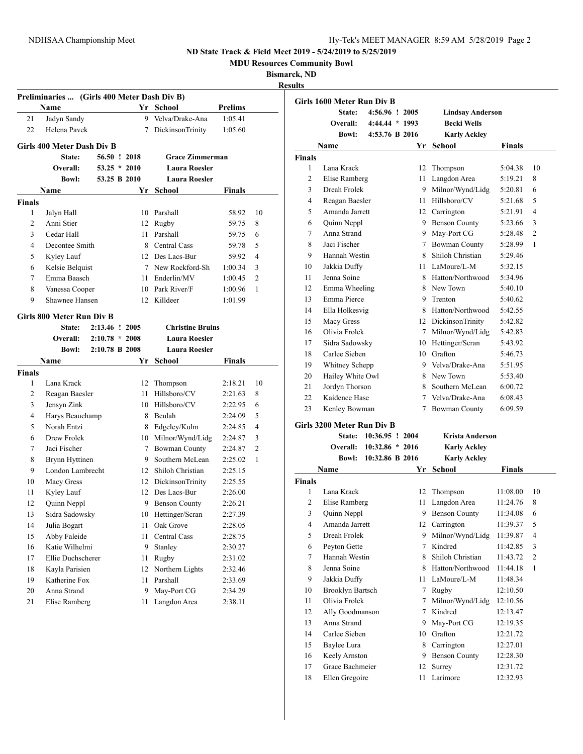**ND State Track & Field Meet 2019 - 5/24/2019 to 5/25/2019**

**MDU Resources Community Bowl**

**Bismarck, ND**

**Results**

### Preliminaries ... (Girls 400 Meter Dash Div B)

| | Name | Yr | School | Prelims |
|---|---|---|---|---|
| 21 | Jadyn Sandy | 9 | Velva/Drake-Ana | 1:05.41 |
| 22 | Helena Pavek | 7 | DickinsonTrinity | 1:05.60 |

### Girls 400 Meter Dash Div B

| | | | |
|---|---|---|---|
| State: | 56.50 ! 2018 | | Grace Zimmerman |
| Overall: | 53.25 * 2010 | | Laura Roesler |
| Bowl: | 53.25 B 2010 | | Laura Roesler |

| | Name | Yr | School | Finals | |
|---|---|---|---|---|---|
| **Finals** | | | | | |
| 1 | Jalyn Hall | 10 | Parshall | 58.92 | 10 |
| 2 | Anni Stier | 12 | Rugby | 59.75 | 8 |
| 3 | Cedar Hall | 11 | Parshall | 59.75 | 6 |
| 4 | Decontee Smith | 8 | Central Cass | 59.78 | 5 |
| 5 | Kyley Lauf | 12 | Des Lacs-Bur | 59.92 | 4 |
| 6 | Kelsie Belquist | 7 | New Rockford-Sh | 1:00.34 | 3 |
| 7 | Emma Baasch | 11 | Enderlin/MV | 1:00.45 | 2 |
| 8 | Vanessa Cooper | 10 | Park River/F | 1:00.96 | 1 |
| 9 | Shawnee Hansen | 12 | Killdeer | 1:01.99 | |

### Girls 800 Meter Run Div B

| | | | |
|---|---|---|---|
| State: | 2:13.46 ! 2005 | | Christine Bruins |
| Overall: | 2:10.78 * 2008 | | Laura Roesler |
| Bowl: | 2:10.78 B 2008 | | Laura Roesler |

| | Name | Yr | School | Finals | |
|---|---|---|---|---|---|
| **Finals** | | | | | |
| 1 | Lana Krack | 12 | Thompson | 2:18.21 | 10 |
| 2 | Reagan Baesler | 11 | Hillsboro/CV | 2:21.63 | 8 |
| 3 | Jensyn Zink | 10 | Hillsboro/CV | 2:22.95 | 6 |
| 4 | Harys Beauchamp | 8 | Beulah | 2:24.09 | 5 |
| 5 | Norah Entzi | 8 | Edgeley/Kulm | 2:24.85 | 4 |
| 6 | Drew Frolek | 10 | Milnor/Wynd/Lidg | 2:24.87 | 3 |
| 7 | Jaci Fischer | 7 | Bowman County | 2:24.87 | 2 |
| 8 | Brynn Hyttinen | 9 | Southern McLean | 2:25.02 | 1 |
| 9 | London Lambrecht | 12 | Shiloh Christian | 2:25.15 | |
| 10 | Macy Gress | 12 | DickinsonTrinity | 2:25.55 | |
| 11 | Kyley Lauf | 12 | Des Lacs-Bur | 2:26.00 | |
| 12 | Quinn Neppl | 9 | Benson County | 2:26.21 | |
| 13 | Sidra Sadowsky | 10 | Hettinger/Scran | 2:27.39 | |
| 14 | Julia Bogart | 11 | Oak Grove | 2:28.05 | |
| 15 | Abby Faleide | 11 | Central Cass | 2:28.75 | |
| 16 | Katie Wilhelmi | 9 | Stanley | 2:30.27 | |
| 17 | Ellie Duchscherer | 11 | Rugby | 2:31.02 | |
| 18 | Kayla Parisien | 12 | Northern Lights | 2:32.46 | |
| 19 | Katherine Fox | 11 | Parshall | 2:33.69 | |
| 20 | Anna Strand | 9 | May-Port CG | 2:34.29 | |
| 21 | Elise Ramberg | 11 | Langdon Area | 2:38.11 | |

### Girls 1600 Meter Run Div B

| | | | |
|---|---|---|---|
| State: | 4:56.96 ! 2005 | | Lindsay Anderson |
| Overall: | 4:44.44 * 1993 | | Becki Wells |
| Bowl: | 4:53.76 B 2016 | | Karly Ackley |

| | Name | Yr | School | Finals | |
|---|---|---|---|---|---|
| **Finals** | | | | | |
| 1 | Lana Krack | 12 | Thompson | 5:04.38 | 10 |
| 2 | Elise Ramberg | 11 | Langdon Area | 5:19.21 | 8 |
| 3 | Dreah Frolek | 9 | Milnor/Wynd/Lidg | 5:20.81 | 6 |
| 4 | Reagan Baesler | 11 | Hillsboro/CV | 5:21.68 | 5 |
| 5 | Amanda Jarrett | 12 | Carrington | 5:21.91 | 4 |
| 6 | Quinn Neppl | 9 | Benson County | 5:23.66 | 3 |
| 7 | Anna Strand | 9 | May-Port CG | 5:28.48 | 2 |
| 8 | Jaci Fischer | 7 | Bowman County | 5:28.99 | 1 |
| 9 | Hannah Westin | 8 | Shiloh Christian | 5:29.46 | |
| 10 | Jakkia Duffy | 11 | LaMoure/L-M | 5:32.15 | |
| 11 | Jenna Soine | 8 | Hatton/Northwood | 5:34.96 | |
| 12 | Emma Wheeling | 8 | New Town | 5:40.10 | |
| 13 | Emma Pierce | 9 | Trenton | 5:40.62 | |
| 14 | Ella Holkesvig | 8 | Hatton/Northwood | 5:42.55 | |
| 15 | Macy Gress | 12 | DickinsonTrinity | 5:42.82 | |
| 16 | Olivia Frolek | 7 | Milnor/Wynd/Lidg | 5:42.83 | |
| 17 | Sidra Sadowsky | 10 | Hettinger/Scran | 5:43.92 | |
| 18 | Carlee Sieben | 10 | Grafton | 5:46.73 | |
| 19 | Whitney Schepp | 9 | Velva/Drake-Ana | 5:51.95 | |
| 20 | Hailey White Owl | 8 | New Town | 5:53.40 | |
| 21 | Jordyn Thorson | 8 | Southern McLean | 6:00.72 | |
| 22 | Kaidence Hase | 7 | Velva/Drake-Ana | 6:08.43 | |
| 23 | Kenley Bowman | 7 | Bowman County | 6:09.59 | |

### Girls 3200 Meter Run Div B

| | | | |
|---|---|---|---|
| State: | 10:36.95 ! 2004 | | Krista Anderson |
| Overall: | 10:32.86 * 2016 | | Karly Ackley |
| Bowl: | 10:32.86 B 2016 | | Karly Ackley |

| | Name | Yr | School | Finals | |
|---|---|---|---|---|---|
| **Finals** | | | | | |
| 1 | Lana Krack | 12 | Thompson | 11:08.00 | 10 |
| 2 | Elise Ramberg | 11 | Langdon Area | 11:24.76 | 8 |
| 3 | Quinn Neppl | 9 | Benson County | 11:34.08 | 6 |
| 4 | Amanda Jarrett | 12 | Carrington | 11:39.37 | 5 |
| 5 | Dreah Frolek | 9 | Milnor/Wynd/Lidg | 11:39.87 | 4 |
| 6 | Peyton Gette | 7 | Kindred | 11:42.85 | 3 |
| 7 | Hannah Westin | 8 | Shiloh Christian | 11:43.72 | 2 |
| 8 | Jenna Soine | 8 | Hatton/Northwood | 11:44.18 | 1 |
| 9 | Jakkia Duffy | 11 | LaMoure/L-M | 11:48.34 | |
| 10 | Brooklyn Bartsch | 7 | Rugby | 12:10.50 | |
| 11 | Olivia Frolek | 7 | Milnor/Wynd/Lidg | 12:10.56 | |
| 12 | Ally Goodmanson | 7 | Kindred | 12:13.47 | |
| 13 | Anna Strand | 9 | May-Port CG | 12:19.35 | |
| 14 | Carlee Sieben | 10 | Grafton | 12:21.72 | |
| 15 | Baylee Lura | 8 | Carrington | 12:27.01 | |
| 16 | Keely Arnston | 9 | Benson County | 12:28.30 | |
| 17 | Grace Bachmeier | 12 | Surrey | 12:31.72 | |
| 18 | Ellen Gregoire | 11 | Larimore | 12:32.93 | |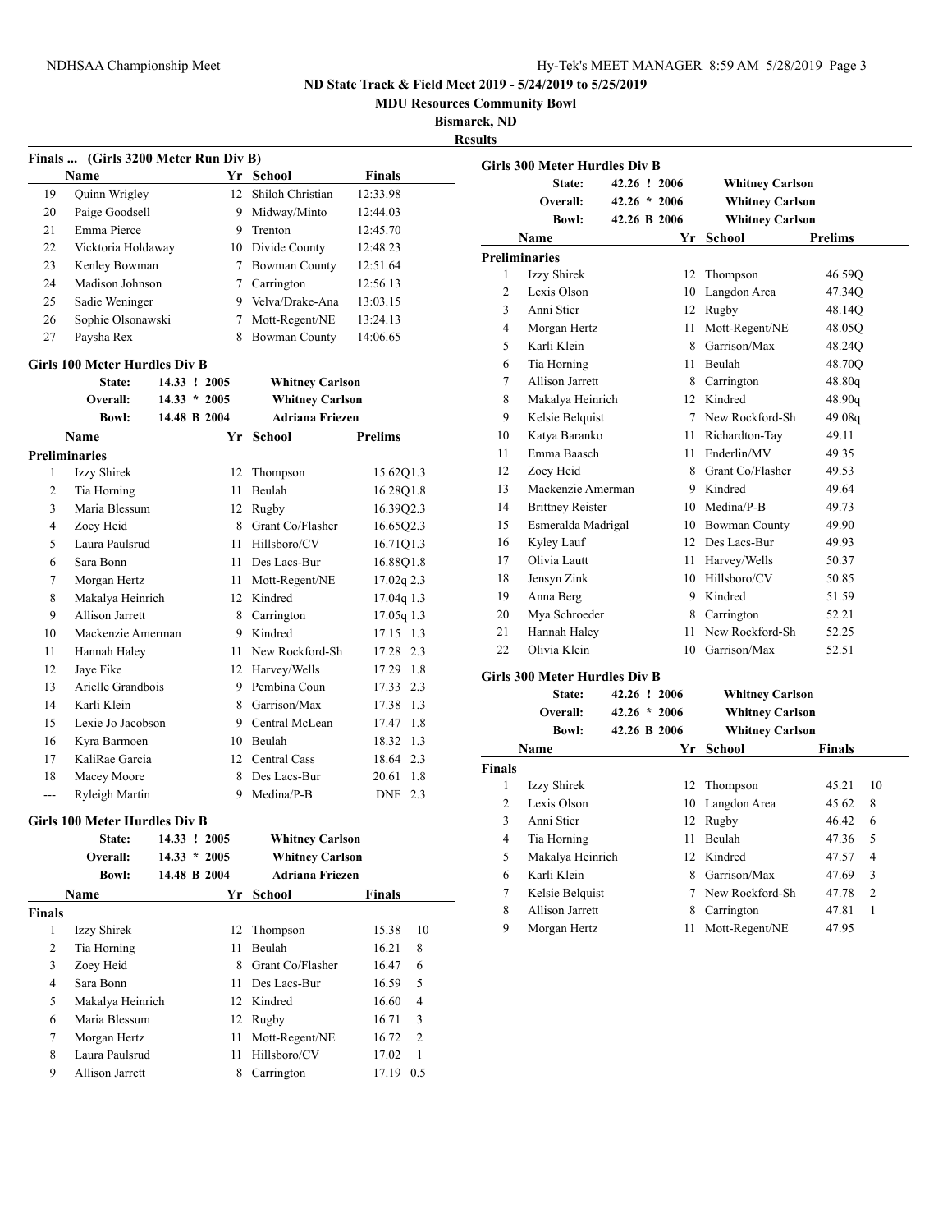## Finals ... (Girls 3200 Meter Run Div B)

| | Name | Yr | School | Finals |
|---|---|---|---|---|
| 19 | Quinn Wrigley | 12 | Shiloh Christian | 12:33.98 |
| 20 | Paige Goodsell | 9 | Midway/Minto | 12:44.03 |
| 21 | Emma Pierce | 9 | Trenton | 12:45.70 |
| 22 | Vicktoria Holdaway | 10 | Divide County | 12:48.23 |
| 23 | Kenley Bowman | 7 | Bowman County | 12:51.64 |
| 24 | Madison Johnson | 7 | Carrington | 12:56.13 |
| 25 | Sadie Weninger | 9 | Velva/Drake-Ana | 13:03.15 |
| 26 | Sophie Olsonawski | 7 | Mott-Regent/NE | 13:24.13 |
| 27 | Paysha Rex | 8 | Bowman County | 14:06.65 |

## Girls 100 Meter Hurdles Div B

State: 14.33 ! 2005 Whitney Carlson
Overall: 14.33 * 2005 Whitney Carlson
Bowl: 14.48 B 2004 Adriana Friezen

**Preliminaries**

| | Name | Yr | School | Prelims | Wind |
|---|---|---|---|---|---|
| 1 | Izzy Shirek | 12 | Thompson | 15.62Q | 1.3 |
| 2 | Tia Horning | 11 | Beulah | 16.28Q | 1.8 |
| 3 | Maria Blessum | 12 | Rugby | 16.39Q | 2.3 |
| 4 | Zoey Heid | 8 | Grant Co/Flasher | 16.65Q | 2.3 |
| 5 | Laura Paulsrud | 11 | Hillsboro/CV | 16.71Q | 1.3 |
| 6 | Sara Bonn | 11 | Des Lacs-Bur | 16.88Q | 1.8 |
| 7 | Morgan Hertz | 11 | Mott-Regent/NE | 17.02q | 2.3 |
| 8 | Makalya Heinrich | 12 | Kindred | 17.04q | 1.3 |
| 9 | Allison Jarrett | 8 | Carrington | 17.05q | 1.3 |
| 10 | Mackenzie Amerman | 9 | Kindred | 17.15 | 1.3 |
| 11 | Hannah Haley | 11 | New Rockford-Sh | 17.28 | 2.3 |
| 12 | Jaye Fike | 12 | Harvey/Wells | 17.29 | 1.8 |
| 13 | Arielle Grandbois | 9 | Pembina Coun | 17.33 | 2.3 |
| 14 | Karli Klein | 8 | Garrison/Max | 17.38 | 1.3 |
| 15 | Lexie Jo Jacobson | 9 | Central McLean | 17.47 | 1.8 |
| 16 | Kyra Barmoen | 10 | Beulah | 18.32 | 1.3 |
| 17 | KaliRae Garcia | 12 | Central Cass | 18.64 | 2.3 |
| 18 | Macey Moore | 8 | Des Lacs-Bur | 20.61 | 1.8 |
| --- | Ryleigh Martin | 9 | Medina/P-B | DNF | 2.3 |

## Girls 100 Meter Hurdles Div B

State: 14.33 ! 2005 Whitney Carlson
Overall: 14.33 * 2005 Whitney Carlson
Bowl: 14.48 B 2004 Adriana Friezen

**Finals**

| | Name | Yr | School | Finals | Points |
|---|---|---|---|---|---|
| 1 | Izzy Shirek | 12 | Thompson | 15.38 | 10 |
| 2 | Tia Horning | 11 | Beulah | 16.21 | 8 |
| 3 | Zoey Heid | 8 | Grant Co/Flasher | 16.47 | 6 |
| 4 | Sara Bonn | 11 | Des Lacs-Bur | 16.59 | 5 |
| 5 | Makalya Heinrich | 12 | Kindred | 16.60 | 4 |
| 6 | Maria Blessum | 12 | Rugby | 16.71 | 3 |
| 7 | Morgan Hertz | 11 | Mott-Regent/NE | 16.72 | 2 |
| 8 | Laura Paulsrud | 11 | Hillsboro/CV | 17.02 | 1 |
| 9 | Allison Jarrett | 8 | Carrington | 17.19 | 0.5 |

## Girls 300 Meter Hurdles Div B

State: 42.26 ! 2006 Whitney Carlson
Overall: 42.26 * 2006 Whitney Carlson
Bowl: 42.26 B 2006 Whitney Carlson

**Preliminaries**

| | Name | Yr | School | Prelims |
|---|---|---|---|---|
| 1 | Izzy Shirek | 12 | Thompson | 46.59Q |
| 2 | Lexis Olson | 10 | Langdon Area | 47.34Q |
| 3 | Anni Stier | 12 | Rugby | 48.14Q |
| 4 | Morgan Hertz | 11 | Mott-Regent/NE | 48.05Q |
| 5 | Karli Klein | 8 | Garrison/Max | 48.24Q |
| 6 | Tia Horning | 11 | Beulah | 48.70Q |
| 7 | Allison Jarrett | 8 | Carrington | 48.80q |
| 8 | Makalya Heinrich | 12 | Kindred | 48.90q |
| 9 | Kelsie Belquist | 7 | New Rockford-Sh | 49.08q |
| 10 | Katya Baranko | 11 | Richardton-Tay | 49.11 |
| 11 | Emma Baasch | 11 | Enderlin/MV | 49.35 |
| 12 | Zoey Heid | 8 | Grant Co/Flasher | 49.53 |
| 13 | Mackenzie Amerman | 9 | Kindred | 49.64 |
| 14 | Brittney Reister | 10 | Medina/P-B | 49.73 |
| 15 | Esmeralda Madrigal | 10 | Bowman County | 49.90 |
| 16 | Kyley Lauf | 12 | Des Lacs-Bur | 49.93 |
| 17 | Olivia Lautt | 11 | Harvey/Wells | 50.37 |
| 18 | Jensyn Zink | 10 | Hillsboro/CV | 50.85 |
| 19 | Anna Berg | 9 | Kindred | 51.59 |
| 20 | Mya Schroeder | 8 | Carrington | 52.21 |
| 21 | Hannah Haley | 11 | New Rockford-Sh | 52.25 |
| 22 | Olivia Klein | 10 | Garrison/Max | 52.51 |

## Girls 300 Meter Hurdles Div B

State: 42.26 ! 2006 Whitney Carlson
Overall: 42.26 * 2006 Whitney Carlson
Bowl: 42.26 B 2006 Whitney Carlson

**Finals**

| | Name | Yr | School | Finals | Points |
|---|---|---|---|---|---|
| 1 | Izzy Shirek | 12 | Thompson | 45.21 | 10 |
| 2 | Lexis Olson | 10 | Langdon Area | 45.62 | 8 |
| 3 | Anni Stier | 12 | Rugby | 46.42 | 6 |
| 4 | Tia Horning | 11 | Beulah | 47.36 | 5 |
| 5 | Makalya Heinrich | 12 | Kindred | 47.57 | 4 |
| 6 | Karli Klein | 8 | Garrison/Max | 47.69 | 3 |
| 7 | Kelsie Belquist | 7 | New Rockford-Sh | 47.78 | 2 |
| 8 | Allison Jarrett | 8 | Carrington | 47.81 | 1 |
| 9 | Morgan Hertz | 11 | Mott-Regent/NE | 47.95 | |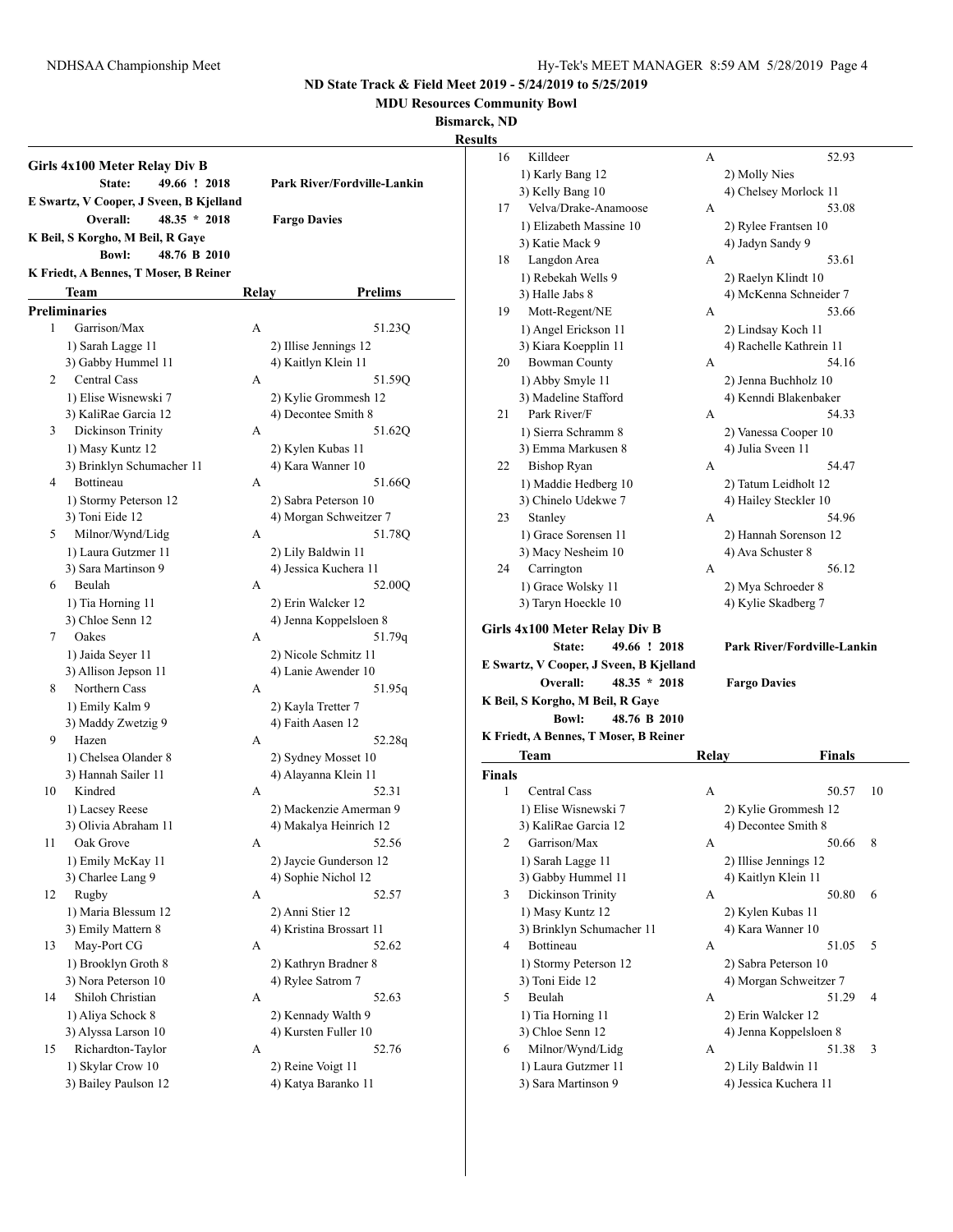**ND State Track & Field Meet 2019 - 5/24/2019 to 5/25/2019**

**MDU Resources Community Bowl**

**Bismarck, ND**

**Results**

## Girls 4x100 Meter Relay Div B

**State:** 49.66 ! 2018 **Park River/Fordville-Lankin**
E Swartz, V Cooper, J Sveen, B Kjelland

**Overall:** 48.35 * 2018 **Fargo Davies**
K Beil, S Korgho, M Beil, R Gaye

**Bowl:** 48.76 B 2010
K Friedt, A Bennes, T Moser, B Reiner

### Preliminaries

| | Team | Relay | Prelims |
|---|---|---|---|
| 1 | Garrison/Max | A | 51.23Q |
| | 1) Sarah Lagge 11 | 2) Illise Jennings 12 | |
| | 3) Gabby Hummel 11 | 4) Kaitlyn Klein 11 | |
| 2 | Central Cass | A | 51.59Q |
| | 1) Elise Wisnewski 7 | 2) Kylie Grommesh 12 | |
| | 3) KaliRae Garcia 12 | 4) Decontee Smith 8 | |
| 3 | Dickinson Trinity | A | 51.62Q |
| | 1) Masy Kuntz 12 | 2) Kylen Kubas 11 | |
| | 3) Brinklyn Schumacher 11 | 4) Kara Wanner 10 | |
| 4 | Bottineau | A | 51.66Q |
| | 1) Stormy Peterson 12 | 2) Sabra Peterson 10 | |
| | 3) Toni Eide 12 | 4) Morgan Schweitzer 7 | |
| 5 | Milnor/Wynd/Lidg | A | 51.78Q |
| | 1) Laura Gutzmer 11 | 2) Lily Baldwin 11 | |
| | 3) Sara Martinson 9 | 4) Jessica Kuchera 11 | |
| 6 | Beulah | A | 52.00Q |
| | 1) Tia Horning 11 | 2) Erin Walcker 12 | |
| | 3) Chloe Senn 12 | 4) Jenna Koppelsloen 8 | |
| 7 | Oakes | A | 51.79q |
| | 1) Jaida Seyer 11 | 2) Nicole Schmitz 11 | |
| | 3) Allison Jepson 11 | 4) Lanie Awender 10 | |
| 8 | Northern Cass | A | 51.95q |
| | 1) Emily Kalm 9 | 2) Kayla Tretter 7 | |
| | 3) Maddy Zwetzig 9 | 4) Faith Aasen 12 | |
| 9 | Hazen | A | 52.28q |
| | 1) Chelsea Olander 8 | 2) Sydney Mosset 10 | |
| | 3) Hannah Sailer 11 | 4) Alayanna Klein 11 | |
| 10 | Kindred | A | 52.31 |
| | 1) Lacsey Reese | 2) Mackenzie Amerman 9 | |
| | 3) Olivia Abraham 11 | 4) Makalya Heinrich 12 | |
| 11 | Oak Grove | A | 52.56 |
| | 1) Emily McKay 11 | 2) Jaycie Gunderson 12 | |
| | 3) Charlee Lang 9 | 4) Sophie Nichol 12 | |
| 12 | Rugby | A | 52.57 |
| | 1) Maria Blessum 12 | 2) Anni Stier 12 | |
| | 3) Emily Mattern 8 | 4) Kristina Brossart 11 | |
| 13 | May-Port CG | A | 52.62 |
| | 1) Brooklyn Groth 8 | 2) Kathryn Bradner 8 | |
| | 3) Nora Peterson 10 | 4) Rylee Satrom 7 | |
| 14 | Shiloh Christian | A | 52.63 |
| | 1) Aliya Schock 8 | 2) Kennady Walth 9 | |
| | 3) Alyssa Larson 10 | 4) Kursten Fuller 10 | |
| 15 | Richardton-Taylor | A | 52.76 |
| | 1) Skylar Crow 10 | 2) Reine Voigt 11 | |
| | 3) Bailey Paulson 12 | 4) Katya Baranko 11 | |
| 16 | Killdeer | A | 52.93 |
| | 1) Karly Bang 12 | 2) Molly Nies | |
| | 3) Kelly Bang 10 | 4) Chelsey Morlock 11 | |
| 17 | Velva/Drake-Anamoose | A | 53.08 |
| | 1) Elizabeth Massine 10 | 2) Rylee Frantsen 10 | |
| | 3) Katie Mack 9 | 4) Jadyn Sandy 9 | |
| 18 | Langdon Area | A | 53.61 |
| | 1) Rebekah Wells 9 | 2) Raelyn Klindt 10 | |
| | 3) Halle Jabs 8 | 4) McKenna Schneider 7 | |
| 19 | Mott-Regent/NE | A | 53.66 |
| | 1) Angel Erickson 11 | 2) Lindsay Koch 11 | |
| | 3) Kiara Koepplin 11 | 4) Rachelle Kathrein 11 | |
| 20 | Bowman County | A | 54.16 |
| | 1) Abby Smyle 11 | 2) Jenna Buchholz 10 | |
| | 3) Madeline Stafford | 4) Kenndi Blakenbaker | |
| 21 | Park River/F | A | 54.33 |
| | 1) Sierra Schramm 8 | 2) Vanessa Cooper 10 | |
| | 3) Emma Markusen 8 | 4) Julia Sveen 11 | |
| 22 | Bishop Ryan | A | 54.47 |
| | 1) Maddie Hedberg 10 | 2) Tatum Leidholt 12 | |
| | 3) Chinelo Udekwe 7 | 4) Hailey Steckler 10 | |
| 23 | Stanley | A | 54.96 |
| | 1) Grace Sorensen 11 | 2) Hannah Sorenson 12 | |
| | 3) Macy Nesheim 10 | 4) Ava Schuster 8 | |
| 24 | Carrington | A | 56.12 |
| | 1) Grace Wolsky 11 | 2) Mya Schroeder 8 | |
| | 3) Taryn Hoeckle 10 | 4) Kylie Skadberg 7 | |

## Girls 4x100 Meter Relay Div B

**State:** 49.66 ! 2018 **Park River/Fordville-Lankin**
E Swartz, V Cooper, J Sveen, B Kjelland

**Overall:** 48.35 * 2018 **Fargo Davies**
K Beil, S Korgho, M Beil, R Gaye

**Bowl:** 48.76 B 2010
K Friedt, A Bennes, T Moser, B Reiner

### Finals

| | Team | Relay | Finals | Points |
|---|---|---|---|---|
| 1 | Central Cass | A | 50.57 | 10 |
| | 1) Elise Wisnewski 7 | 2) Kylie Grommesh 12 | | |
| | 3) KaliRae Garcia 12 | 4) Decontee Smith 8 | | |
| 2 | Garrison/Max | A | 50.66 | 8 |
| | 1) Sarah Lagge 11 | 2) Illise Jennings 12 | | |
| | 3) Gabby Hummel 11 | 4) Kaitlyn Klein 11 | | |
| 3 | Dickinson Trinity | A | 50.80 | 6 |
| | 1) Masy Kuntz 12 | 2) Kylen Kubas 11 | | |
| | 3) Brinklyn Schumacher 11 | 4) Kara Wanner 10 | | |
| 4 | Bottineau | A | 51.05 | 5 |
| | 1) Stormy Peterson 12 | 2) Sabra Peterson 10 | | |
| | 3) Toni Eide 12 | 4) Morgan Schweitzer 7 | | |
| 5 | Beulah | A | 51.29 | 4 |
| | 1) Tia Horning 11 | 2) Erin Walcker 12 | | |
| | 3) Chloe Senn 12 | 4) Jenna Koppelsloen 8 | | |
| 6 | Milnor/Wynd/Lidg | A | 51.38 | 3 |
| | 1) Laura Gutzmer 11 | 2) Lily Baldwin 11 | | |
| | 3) Sara Martinson 9 | 4) Jessica Kuchera 11 | | |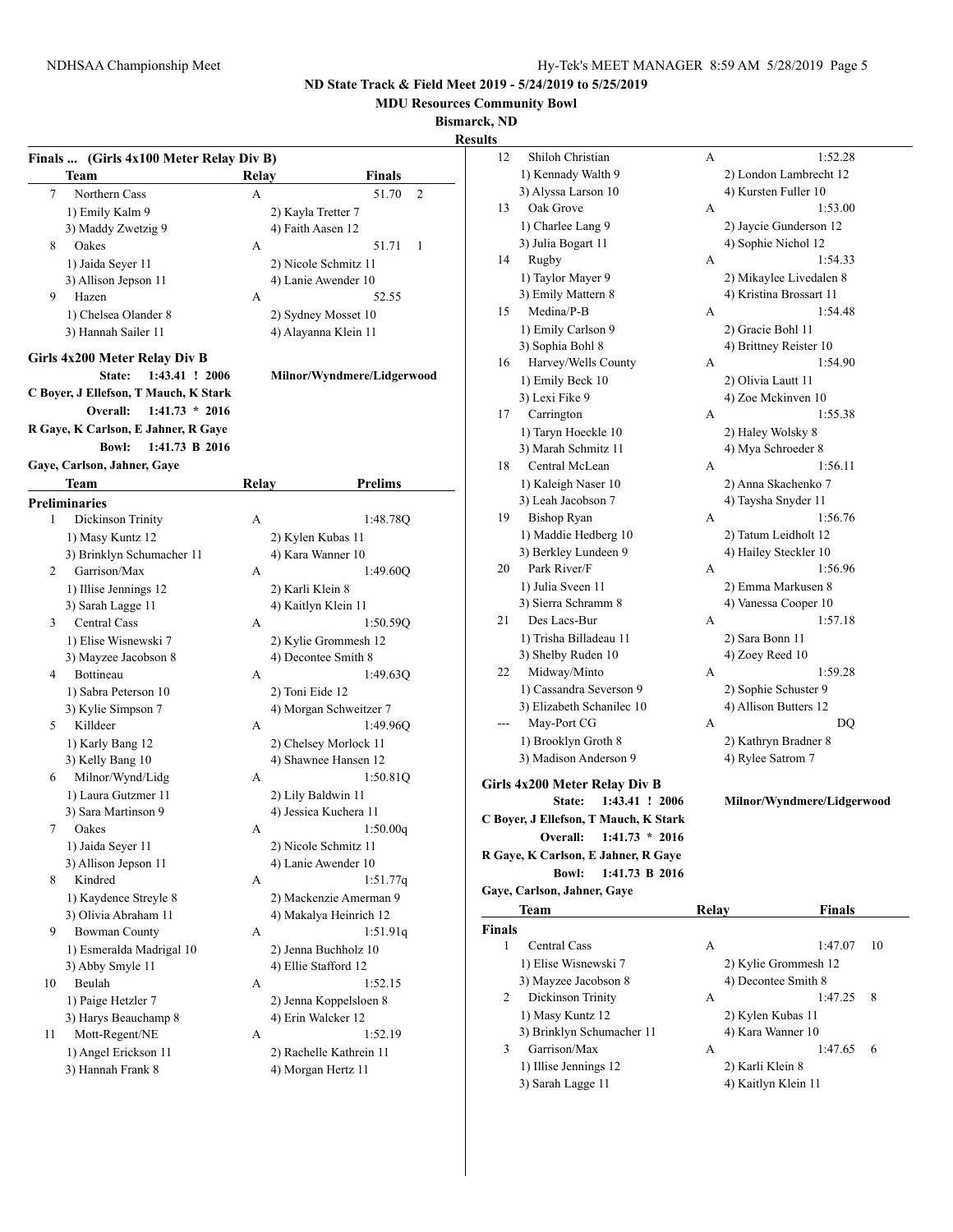# ND State Track & Field Meet 2019 - 5/24/2019 to 5/25/2019

**MDU Resources Community Bowl**

**Bismarck, ND**

**Results**

## Finals ... (Girls 4x100 Meter Relay Div B)

| | Team | Relay | Finals | |
|---|---|---|---|---|
| 7 | Northern Cass | A | 51.70 | 2 |
| | 1) Emily Kalm 9 | 2) Kayla Tretter 7 | | |
| | 3) Maddy Zwetzig 9 | 4) Faith Aasen 12 | | |
| 8 | Oakes | A | 51.71 | 1 |
| | 1) Jaida Seyer 11 | 2) Nicole Schmitz 11 | | |
| | 3) Allison Jepson 11 | 4) Lanie Awender 10 | | |
| 9 | Hazen | A | 52.55 | |
| | 1) Chelsea Olander 8 | 2) Sydney Mosset 10 | | |
| | 3) Hannah Sailer 11 | 4) Alayanna Klein 11 | | |

## Girls 4x200 Meter Relay Div B

**State: 1:43.41 ! 2006 Milnor/Wyndmere/Lidgerwood**
**C Boyer, J Ellefson, T Mauch, K Stark**
**Overall: 1:41.73 * 2016**
**R Gaye, K Carlson, E Jahner, R Gaye**
**Bowl: 1:41.73 B 2016**
**Gaye, Carlson, Jahner, Gaye**

**Preliminaries**

| | Team | Relay | Prelims |
|---|---|---|---|
| 1 | Dickinson Trinity | A | 1:48.78Q |
| | 1) Masy Kuntz 12 | 2) Kylen Kubas 11 | |
| | 3) Brinklyn Schumacher 11 | 4) Kara Wanner 10 | |
| 2 | Garrison/Max | A | 1:49.60Q |
| | 1) Illise Jennings 12 | 2) Karli Klein 8 | |
| | 3) Sarah Lagge 11 | 4) Kaitlyn Klein 11 | |
| 3 | Central Cass | A | 1:50.59Q |
| | 1) Elise Wisnewski 7 | 2) Kylie Grommesh 12 | |
| | 3) Mayzee Jacobson 8 | 4) Decontee Smith 8 | |
| 4 | Bottineau | A | 1:49.63Q |
| | 1) Sabra Peterson 10 | 2) Toni Eide 12 | |
| | 3) Kylie Simpson 7 | 4) Morgan Schweitzer 7 | |
| 5 | Killdeer | A | 1:49.96Q |
| | 1) Karly Bang 12 | 2) Chelsey Morlock 11 | |
| | 3) Kelly Bang 10 | 4) Shawnee Hansen 12 | |
| 6 | Milnor/Wynd/Lidg | A | 1:50.81Q |
| | 1) Laura Gutzmer 11 | 2) Lily Baldwin 11 | |
| | 3) Sara Martinson 9 | 4) Jessica Kuchera 11 | |
| 7 | Oakes | A | 1:50.00q |
| | 1) Jaida Seyer 11 | 2) Nicole Schmitz 11 | |
| | 3) Allison Jepson 11 | 4) Lanie Awender 10 | |
| 8 | Kindred | A | 1:51.77q |
| | 1) Kaydence Streyle 8 | 2) Mackenzie Amerman 9 | |
| | 3) Olivia Abraham 11 | 4) Makalya Heinrich 12 | |
| 9 | Bowman County | A | 1:51.91q |
| | 1) Esmeralda Madrigal 10 | 2) Jenna Buchholz 10 | |
| | 3) Abby Smyle 11 | 4) Ellie Stafford 12 | |
| 10 | Beulah | A | 1:52.15 |
| | 1) Paige Hetzler 7 | 2) Jenna Koppelsloen 8 | |
| | 3) Harys Beauchamp 8 | 4) Erin Walcker 12 | |
| 11 | Mott-Regent/NE | A | 1:52.19 |
| | 1) Angel Erickson 11 | 2) Rachelle Kathrein 11 | |
| | 3) Hannah Frank 8 | 4) Morgan Hertz 11 | |
| 12 | Shiloh Christian | A | 1:52.28 |
| | 1) Kennady Walth 9 | 2) London Lambrecht 12 | |
| | 3) Alyssa Larson 10 | 4) Kursten Fuller 10 | |
| 13 | Oak Grove | A | 1:53.00 |
| | 1) Charlee Lang 9 | 2) Jaycie Gunderson 12 | |
| | 3) Julia Bogart 11 | 4) Sophie Nichol 12 | |
| 14 | Rugby | A | 1:54.33 |
| | 1) Taylor Mayer 9 | 2) Mikaylee Livedalen 8 | |
| | 3) Emily Mattern 8 | 4) Kristina Brossart 11 | |
| 15 | Medina/P-B | A | 1:54.48 |
| | 1) Emily Carlson 9 | 2) Gracie Bohl 11 | |
| | 3) Sophia Bohl 8 | 4) Brittney Reister 10 | |
| 16 | Harvey/Wells County | A | 1:54.90 |
| | 1) Emily Beck 10 | 2) Olivia Lautt 11 | |
| | 3) Lexi Fike 9 | 4) Zoe Mckinven 10 | |
| 17 | Carrington | A | 1:55.38 |
| | 1) Taryn Hoeckle 10 | 2) Haley Wolsky 8 | |
| | 3) Marah Schmitz 11 | 4) Mya Schroeder 8 | |
| 18 | Central McLean | A | 1:56.11 |
| | 1) Kaleigh Naser 10 | 2) Anna Skachenko 7 | |
| | 3) Leah Jacobson 7 | 4) Taysha Snyder 11 | |
| 19 | Bishop Ryan | A | 1:56.76 |
| | 1) Maddie Hedberg 10 | 2) Tatum Leidholt 12 | |
| | 3) Berkley Lundeen 9 | 4) Hailey Steckler 10 | |
| 20 | Park River/F | A | 1:56.96 |
| | 1) Julia Sveen 11 | 2) Emma Markusen 8 | |
| | 3) Sierra Schramm 8 | 4) Vanessa Cooper 10 | |
| 21 | Des Lacs-Bur | A | 1:57.18 |
| | 1) Trisha Billadeau 11 | 2) Sara Bonn 11 | |
| | 3) Shelby Ruden 10 | 4) Zoey Reed 10 | |
| 22 | Midway/Minto | A | 1:59.28 |
| | 1) Cassandra Severson 9 | 2) Sophie Schuster 9 | |
| | 3) Elizabeth Schanilec 10 | 4) Allison Butters 12 | |
| --- | May-Port CG | A | DQ |
| | 1) Brooklyn Groth 8 | 2) Kathryn Bradner 8 | |
| | 3) Madison Anderson 9 | 4) Rylee Satrom 7 | |

## Girls 4x200 Meter Relay Div B

**State: 1:43.41 ! 2006 Milnor/Wyndmere/Lidgerwood**
**C Boyer, J Ellefson, T Mauch, K Stark**
**Overall: 1:41.73 * 2016**
**R Gaye, K Carlson, E Jahner, R Gaye**
**Bowl: 1:41.73 B 2016**
**Gaye, Carlson, Jahner, Gaye**

**Finals**

| | Team | Relay | Finals | |
|---|---|---|---|---|
| 1 | Central Cass | A | 1:47.07 | 10 |
| | 1) Elise Wisnewski 7 | 2) Kylie Grommesh 12 | | |
| | 3) Mayzee Jacobson 8 | 4) Decontee Smith 8 | | |
| 2 | Dickinson Trinity | A | 1:47.25 | 8 |
| | 1) Masy Kuntz 12 | 2) Kylen Kubas 11 | | |
| | 3) Brinklyn Schumacher 11 | 4) Kara Wanner 10 | | |
| 3 | Garrison/Max | A | 1:47.65 | 6 |
| | 1) Illise Jennings 12 | 2) Karli Klein 8 | | |
| | 3) Sarah Lagge 11 | 4) Kaitlyn Klein 11 | | |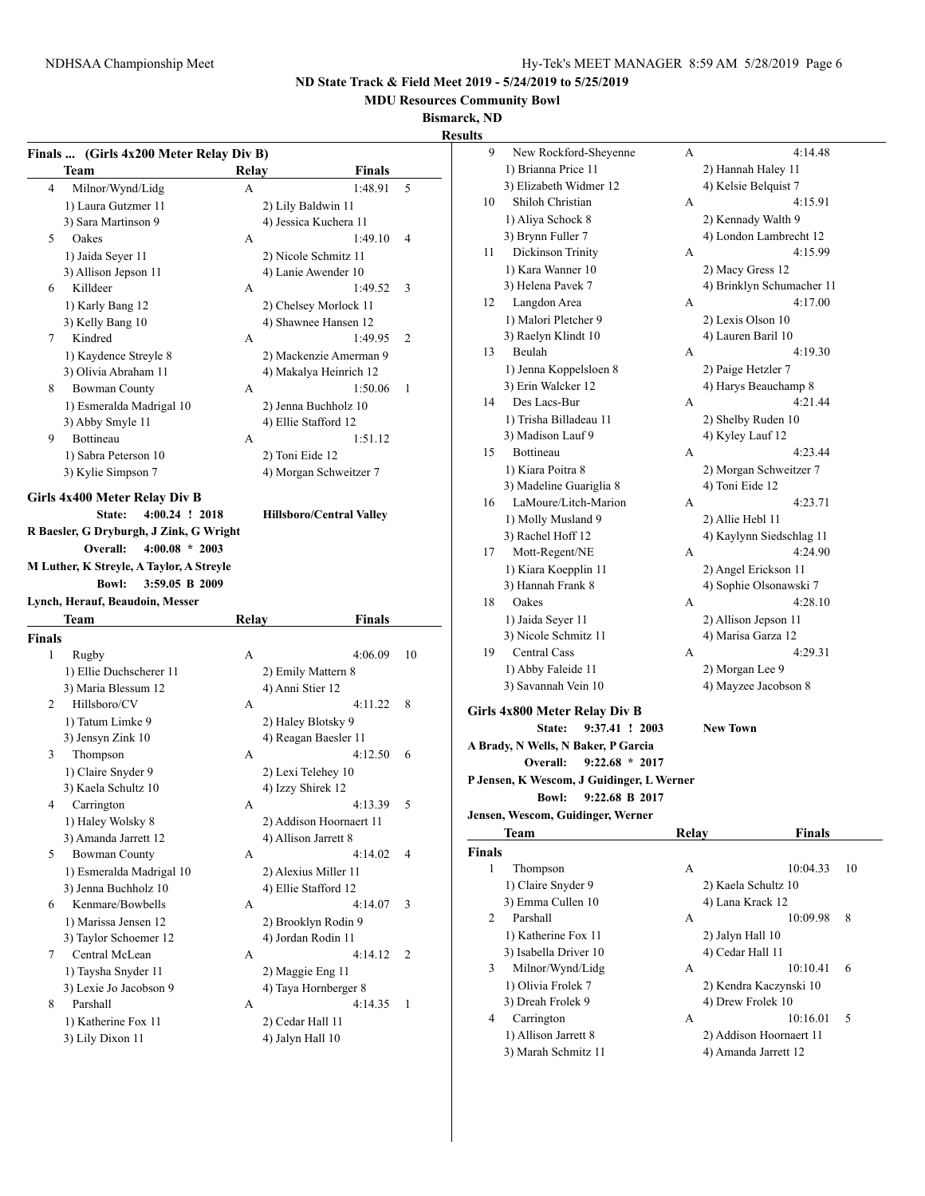**ND State Track & Field Meet 2019 - 5/24/2019 to 5/25/2019**

**MDU Resources Community Bowl**

**Bismarck, ND**

**Results**

### Finals ... (Girls 4x200 Meter Relay Div B)

| | Team | Relay | Finals | |
|---|---|---|---|---|
| 4 | Milnor/Wynd/Lidg | A | 1:48.91 | 5 |
| | 1) Laura Gutzmer 11 | 2) Lily Baldwin 11 | | |
| | 3) Sara Martinson 9 | 4) Jessica Kuchera 11 | | |
| 5 | Oakes | A | 1:49.10 | 4 |
| | 1) Jaida Seyer 11 | 2) Nicole Schmitz 11 | | |
| | 3) Allison Jepson 11 | 4) Lanie Awender 10 | | |
| 6 | Killdeer | A | 1:49.52 | 3 |
| | 1) Karly Bang 12 | 2) Chelsey Morlock 11 | | |
| | 3) Kelly Bang 10 | 4) Shawnee Hansen 12 | | |
| 7 | Kindred | A | 1:49.95 | 2 |
| | 1) Kaydence Streyle 8 | 2) Mackenzie Amerman 9 | | |
| | 3) Olivia Abraham 11 | 4) Makalya Heinrich 12 | | |
| 8 | Bowman County | A | 1:50.06 | 1 |
| | 1) Esmeralda Madrigal 10 | 2) Jenna Buchholz 10 | | |
| | 3) Abby Smyle 11 | 4) Ellie Stafford 12 | | |
| 9 | Bottineau | A | 1:51.12 | |
| | 1) Sabra Peterson 10 | 2) Toni Eide 12 | | |
| | 3) Kylie Simpson 7 | 4) Morgan Schweitzer 7 | | |

### Girls 4x400 Meter Relay Div B

State: 4:00.24 ! 2018 Hillsboro/Central Valley
R Baesler, G Dryburgh, J Zink, G Wright
Overall: 4:00.08 * 2003
M Luther, K Streyle, A Taylor, A Streyle
Bowl: 3:59.05 B 2009
Lynch, Herauf, Beaudoin, Messer

| | Team | Relay | Finals | |
|---|---|---|---|---|
| **Finals** | | | | |
| 1 | Rugby | A | 4:06.09 | 10 |
| | 1) Ellie Duchscherer 11 | 2) Emily Mattern 8 | | |
| | 3) Maria Blessum 12 | 4) Anni Stier 12 | | |
| 2 | Hillsboro/CV | A | 4:11.22 | 8 |
| | 1) Tatum Limke 9 | 2) Haley Blotsky 9 | | |
| | 3) Jensyn Zink 10 | 4) Reagan Baesler 11 | | |
| 3 | Thompson | A | 4:12.50 | 6 |
| | 1) Claire Snyder 9 | 2) Lexi Telehey 10 | | |
| | 3) Kaela Schultz 10 | 4) Izzy Shirek 12 | | |
| 4 | Carrington | A | 4:13.39 | 5 |
| | 1) Haley Wolsky 8 | 2) Addison Hoornaert 11 | | |
| | 3) Amanda Jarrett 12 | 4) Allison Jarrett 8 | | |
| 5 | Bowman County | A | 4:14.02 | 4 |
| | 1) Esmeralda Madrigal 10 | 2) Alexius Miller 11 | | |
| | 3) Jenna Buchholz 10 | 4) Ellie Stafford 12 | | |
| 6 | Kenmare/Bowbells | A | 4:14.07 | 3 |
| | 1) Marissa Jensen 12 | 2) Brooklyn Rodin 9 | | |
| | 3) Taylor Schoemer 12 | 4) Jordan Rodin 11 | | |
| 7 | Central McLean | A | 4:14.12 | 2 |
| | 1) Taysha Snyder 11 | 2) Maggie Eng 11 | | |
| | 3) Lexie Jo Jacobson 9 | 4) Taya Hornberger 8 | | |
| 8 | Parshall | A | 4:14.35 | 1 |
| | 1) Katherine Fox 11 | 2) Cedar Hall 11 | | |
| | 3) Lily Dixon 11 | 4) Jalyn Hall 10 | | |
| 9 | New Rockford-Sheyenne | A | 4:14.48 | |
| | 1) Brianna Price 11 | 2) Hannah Haley 11 | | |
| | 3) Elizabeth Widmer 12 | 4) Kelsie Belquist 7 | | |
| 10 | Shiloh Christian | A | 4:15.91 | |
| | 1) Aliya Schock 8 | 2) Kennady Walth 9 | | |
| | 3) Brynn Fuller 7 | 4) London Lambrecht 12 | | |
| 11 | Dickinson Trinity | A | 4:15.99 | |
| | 1) Kara Wanner 10 | 2) Macy Gress 12 | | |
| | 3) Helena Pavek 7 | 4) Brinklyn Schumacher 11 | | |
| 12 | Langdon Area | A | 4:17.00 | |
| | 1) Malori Pletcher 9 | 2) Lexis Olson 10 | | |
| | 3) Raelyn Klindt 10 | 4) Lauren Baril 10 | | |
| 13 | Beulah | A | 4:19.30 | |
| | 1) Jenna Koppelsloen 8 | 2) Paige Hetzler 7 | | |
| | 3) Erin Walcker 12 | 4) Harys Beauchamp 8 | | |
| 14 | Des Lacs-Bur | A | 4:21.44 | |
| | 1) Trisha Billadeau 11 | 2) Shelby Ruden 10 | | |
| | 3) Madison Lauf 9 | 4) Kyley Lauf 12 | | |
| 15 | Bottineau | A | 4:23.44 | |
| | 1) Kiara Poitra 8 | 2) Morgan Schweitzer 7 | | |
| | 3) Madeline Guariglia 8 | 4) Toni Eide 12 | | |
| 16 | LaMoure/Litch-Marion | A | 4:23.71 | |
| | 1) Molly Musland 9 | 2) Allie Hebl 11 | | |
| | 3) Rachel Hoff 12 | 4) Kaylynn Siedschlag 11 | | |
| 17 | Mott-Regent/NE | A | 4:24.90 | |
| | 1) Kiara Koepplin 11 | 2) Angel Erickson 11 | | |
| | 3) Hannah Frank 8 | 4) Sophie Olsonawski 7 | | |
| 18 | Oakes | A | 4:28.10 | |
| | 1) Jaida Seyer 11 | 2) Allison Jepson 11 | | |
| | 3) Nicole Schmitz 11 | 4) Marisa Garza 12 | | |
| 19 | Central Cass | A | 4:29.31 | |
| | 1) Abby Faleide 11 | 2) Morgan Lee 9 | | |
| | 3) Savannah Vein 10 | 4) Mayzee Jacobson 8 | | |

### Girls 4x800 Meter Relay Div B

State: 9:37.41 ! 2003 New Town
A Brady, N Wells, N Baker, P Garcia
Overall: 9:22.68 * 2017
P Jensen, K Wescom, J Guidinger, L Werner
Bowl: 9:22.68 B 2017
Jensen, Wescom, Guidinger, Werner

| | Team | Relay | Finals | |
|---|---|---|---|---|
| **Finals** | | | | |
| 1 | Thompson | A | 10:04.33 | 10 |
| | 1) Claire Snyder 9 | 2) Kaela Schultz 10 | | |
| | 3) Emma Cullen 10 | 4) Lana Krack 12 | | |
| 2 | Parshall | A | 10:09.98 | 8 |
| | 1) Katherine Fox 11 | 2) Jalyn Hall 10 | | |
| | 3) Isabella Driver 10 | 4) Cedar Hall 11 | | |
| 3 | Milnor/Wynd/Lidg | A | 10:10.41 | 6 |
| | 1) Olivia Frolek 7 | 2) Kendra Kaczynski 10 | | |
| | 3) Dreah Frolek 9 | 4) Drew Frolek 10 | | |
| 4 | Carrington | A | 10:16.01 | 5 |
| | 1) Allison Jarrett 8 | 2) Addison Hoornaert 11 | | |
| | 3) Marah Schmitz 11 | 4) Amanda Jarrett 12 | | |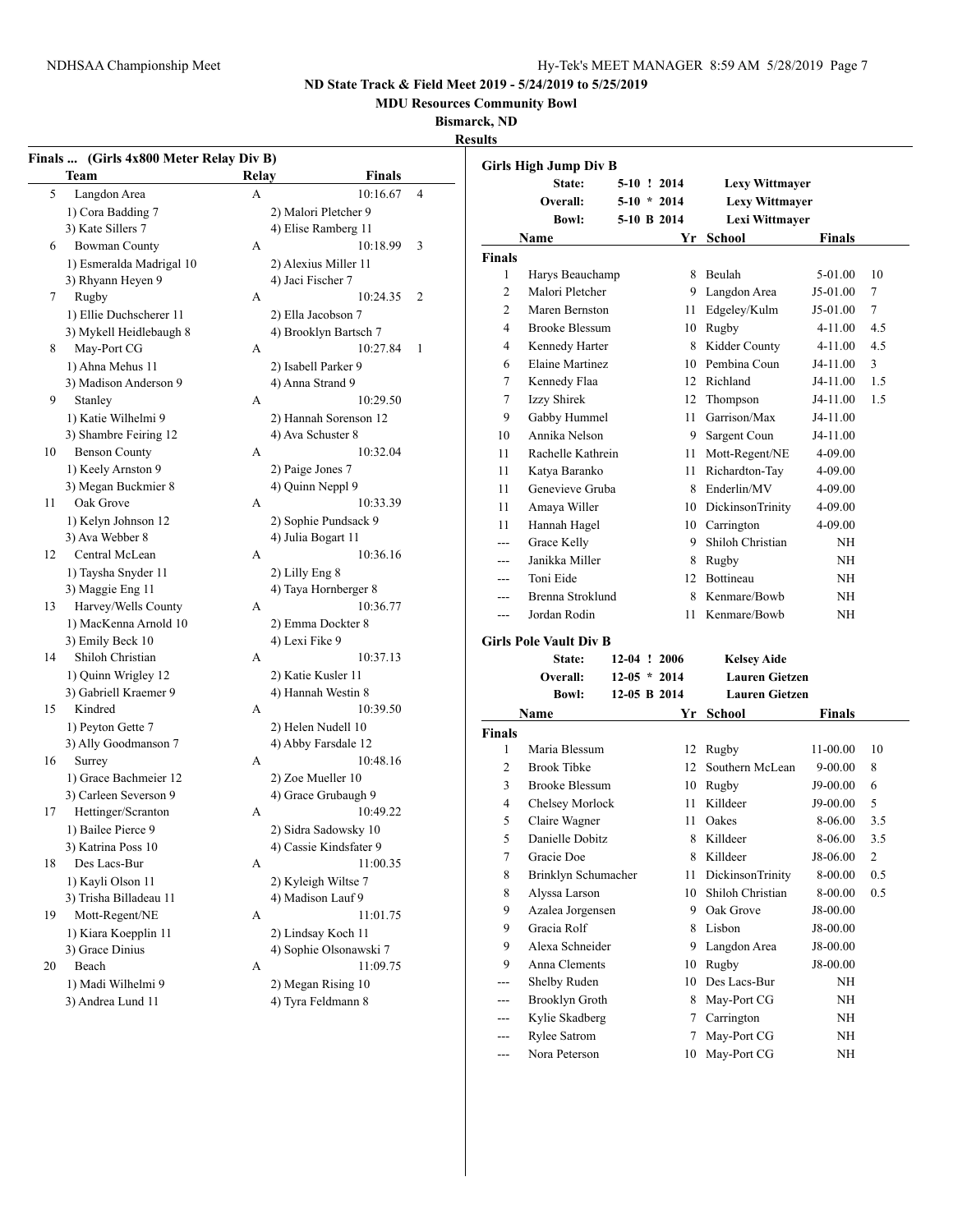**ND State Track & Field Meet 2019 - 5/24/2019 to 5/25/2019**

**MDU Resources Community Bowl**

**Bismarck, ND**

**Results**

### Finals ... (Girls 4x800 Meter Relay Div B)

| | Team | Relay | Finals | |
|---|---|---|---|---|
| 5 | Langdon Area | A | 10:16.67 | 4 |
| | 1) Cora Badding 7 | 2) Malori Pletcher 9 | | |
| | 3) Kate Sillers 7 | 4) Elise Ramberg 11 | | |
| 6 | Bowman County | A | 10:18.99 | 3 |
| | 1) Esmeralda Madrigal 10 | 2) Alexius Miller 11 | | |
| | 3) Rhyann Heyen 9 | 4) Jaci Fischer 7 | | |
| 7 | Rugby | A | 10:24.35 | 2 |
| | 1) Ellie Duchscherer 11 | 2) Ella Jacobson 7 | | |
| | 3) Mykell Heidlebaugh 8 | 4) Brooklyn Bartsch 7 | | |
| 8 | May-Port CG | A | 10:27.84 | 1 |
| | 1) Ahna Mehus 11 | 2) Isabell Parker 9 | | |
| | 3) Madison Anderson 9 | 4) Anna Strand 9 | | |
| 9 | Stanley | A | 10:29.50 | |
| | 1) Katie Wilhelmi 9 | 2) Hannah Sorenson 12 | | |
| | 3) Shambre Feiring 12 | 4) Ava Schuster 8 | | |
| 10 | Benson County | A | 10:32.04 | |
| | 1) Keely Arnston 9 | 2) Paige Jones 7 | | |
| | 3) Megan Buckmier 8 | 4) Quinn Neppl 9 | | |
| 11 | Oak Grove | A | 10:33.39 | |
| | 1) Kelyn Johnson 12 | 2) Sophie Pundsack 9 | | |
| | 3) Ava Webber 8 | 4) Julia Bogart 11 | | |
| 12 | Central McLean | A | 10:36.16 | |
| | 1) Taysha Snyder 11 | 2) Lilly Eng 8 | | |
| | 3) Maggie Eng 11 | 4) Taya Hornberger 8 | | |
| 13 | Harvey/Wells County | A | 10:36.77 | |
| | 1) MacKenna Arnold 10 | 2) Emma Dockter 8 | | |
| | 3) Emily Beck 10 | 4) Lexi Fike 9 | | |
| 14 | Shiloh Christian | A | 10:37.13 | |
| | 1) Quinn Wrigley 12 | 2) Katie Kusler 11 | | |
| | 3) Gabriell Kraemer 9 | 4) Hannah Westin 8 | | |
| 15 | Kindred | A | 10:39.50 | |
| | 1) Peyton Gette 7 | 2) Helen Nudell 10 | | |
| | 3) Ally Goodmanson 7 | 4) Abby Farsdale 12 | | |
| 16 | Surrey | A | 10:48.16 | |
| | 1) Grace Bachmeier 12 | 2) Zoe Mueller 10 | | |
| | 3) Carleen Severson 9 | 4) Grace Grubaugh 9 | | |
| 17 | Hettinger/Scranton | A | 10:49.22 | |
| | 1) Bailee Pierce 9 | 2) Sidra Sadowsky 10 | | |
| | 3) Katrina Poss 10 | 4) Cassie Kindsfater 9 | | |
| 18 | Des Lacs-Bur | A | 11:00.35 | |
| | 1) Kayli Olson 11 | 2) Kyleigh Wiltse 7 | | |
| | 3) Trisha Billadeau 11 | 4) Madison Lauf 9 | | |
| 19 | Mott-Regent/NE | A | 11:01.75 | |
| | 1) Kiara Koepplin 11 | 2) Lindsay Koch 11 | | |
| | 3) Grace Dinius | 4) Sophie Olsonawski 7 | | |
| 20 | Beach | A | 11:09.75 | |
| | 1) Madi Wilhelmi 9 | 2) Megan Rising 10 | | |
| | 3) Andrea Lund 11 | 4) Tyra Feldmann 8 | | |

### Girls High Jump Div B

| | | | |
|---|---|---|---|
| State: | 5-10 ! 2014 | Lexy Wittmayer | |
| Overall: | 5-10 * 2014 | Lexy Wittmayer | |
| Bowl: | 5-10 B 2014 | Lexi Wittmayer | |

**Finals**

| | Name | Yr | School | Finals | |
|---|---|---|---|---|---|
| 1 | Harys Beauchamp | 8 | Beulah | 5-01.00 | 10 |
| 2 | Malori Pletcher | 9 | Langdon Area | J5-01.00 | 7 |
| 2 | Maren Bernston | 11 | Edgeley/Kulm | J5-01.00 | 7 |
| 4 | Brooke Blessum | 10 | Rugby | 4-11.00 | 4.5 |
| 4 | Kennedy Harter | 8 | Kidder County | 4-11.00 | 4.5 |
| 6 | Elaine Martinez | 10 | Pembina Coun | J4-11.00 | 3 |
| 7 | Kennedy Flaa | 12 | Richland | J4-11.00 | 1.5 |
| 7 | Izzy Shirek | 12 | Thompson | J4-11.00 | 1.5 |
| 9 | Gabby Hummel | 11 | Garrison/Max | J4-11.00 | |
| 10 | Annika Nelson | 9 | Sargent Coun | J4-11.00 | |
| 11 | Rachelle Kathrein | 11 | Mott-Regent/NE | 4-09.00 | |
| 11 | Katya Baranko | 11 | Richardton-Tay | 4-09.00 | |
| 11 | Genevieve Gruba | 8 | Enderlin/MV | 4-09.00 | |
| 11 | Amaya Willer | 10 | DickinsonTrinity | 4-09.00 | |
| 11 | Hannah Hagel | 10 | Carrington | 4-09.00 | |
| --- | Grace Kelly | 9 | Shiloh Christian | NH | |
| --- | Janikka Miller | 8 | Rugby | NH | |
| --- | Toni Eide | 12 | Bottineau | NH | |
| --- | Brenna Stroklund | 8 | Kenmare/Bowb | NH | |
| --- | Jordan Rodin | 11 | Kenmare/Bowb | NH | |

### Girls Pole Vault Div B

| | | | |
|---|---|---|---|
| State: | 12-04 ! 2006 | Kelsey Aide | |
| Overall: | 12-05 * 2014 | Lauren Gietzen | |
| Bowl: | 12-05 B 2014 | Lauren Gietzen | |

**Finals**

| | Name | Yr | School | Finals | |
|---|---|---|---|---|---|
| 1 | Maria Blessum | 12 | Rugby | 11-00.00 | 10 |
| 2 | Brook Tibke | 12 | Southern McLean | 9-00.00 | 8 |
| 3 | Brooke Blessum | 10 | Rugby | J9-00.00 | 6 |
| 4 | Chelsey Morlock | 11 | Killdeer | J9-00.00 | 5 |
| 5 | Claire Wagner | 11 | Oakes | 8-06.00 | 3.5 |
| 5 | Danielle Dobitz | 8 | Killdeer | 8-06.00 | 3.5 |
| 7 | Gracie Doe | 8 | Killdeer | J8-06.00 | 2 |
| 8 | Brinklyn Schumacher | 11 | DickinsonTrinity | 8-00.00 | 0.5 |
| 8 | Alyssa Larson | 10 | Shiloh Christian | 8-00.00 | 0.5 |
| 9 | Azalea Jorgensen | 9 | Oak Grove | J8-00.00 | |
| 9 | Gracia Rolf | 8 | Lisbon | J8-00.00 | |
| 9 | Alexa Schneider | 9 | Langdon Area | J8-00.00 | |
| 9 | Anna Clements | 10 | Rugby | J8-00.00 | |
| --- | Shelby Ruden | 10 | Des Lacs-Bur | NH | |
| --- | Brooklyn Groth | 8 | May-Port CG | NH | |
| --- | Kylie Skadberg | 7 | Carrington | NH | |
| --- | Rylee Satrom | 7 | May-Port CG | NH | |
| --- | Nora Peterson | 10 | May-Port CG | NH | |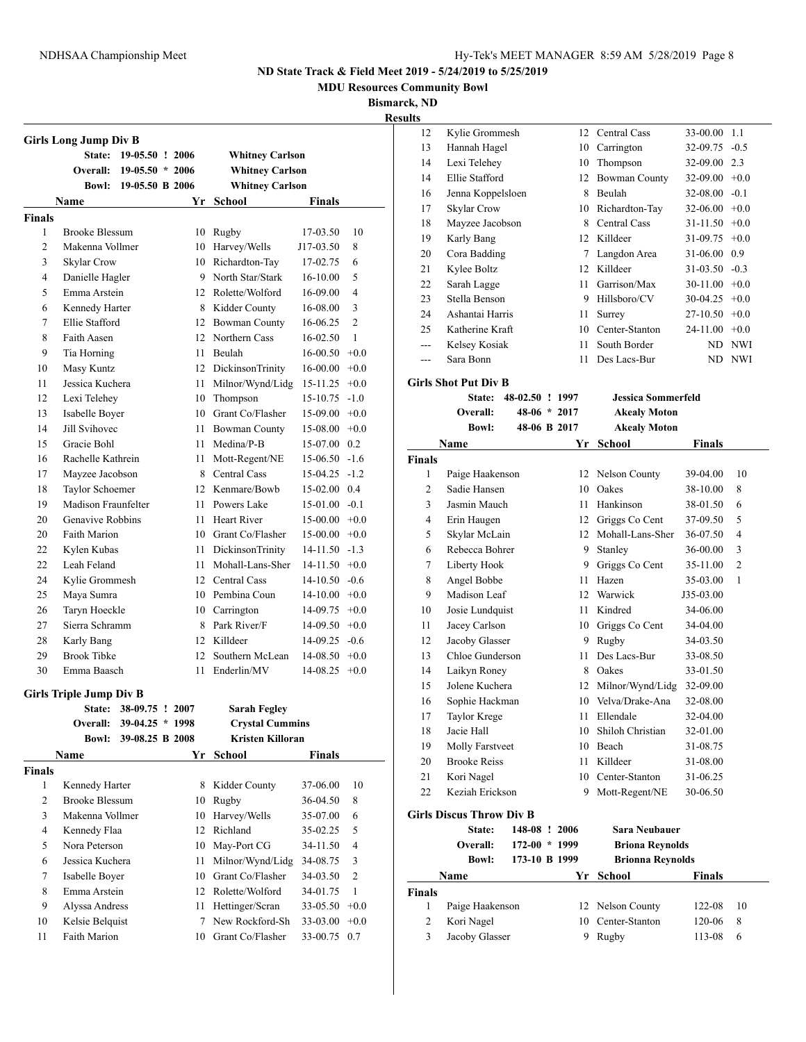**ND State Track & Field Meet 2019 - 5/24/2019 to 5/25/2019**

**MDU Resources Community Bowl**

**Bismarck, ND**

**Results**

### Girls Long Jump Div B

| | | | |
|---|---|---|---|
| State: | 19-05.50 ! | 2006 | Whitney Carlson |
| Overall: | 19-05.50 * | 2006 | Whitney Carlson |
| Bowl: | 19-05.50 B | 2006 | Whitney Carlson |

| | Name | Yr | School | Finals | |
|---|---|---|---|---|---|
| **Finals** | | | | | |
| 1 | Brooke Blessum | 10 | Rugby | 17-03.50 | 10 |
| 2 | Makenna Vollmer | 10 | Harvey/Wells | J17-03.50 | 8 |
| 3 | Skylar Crow | 10 | Richardton-Tay | 17-02.75 | 6 |
| 4 | Danielle Hagler | 9 | North Star/Stark | 16-10.00 | 5 |
| 5 | Emma Arstein | 12 | Rolette/Wolford | 16-09.00 | 4 |
| 6 | Kennedy Harter | 8 | Kidder County | 16-08.00 | 3 |
| 7 | Ellie Stafford | 12 | Bowman County | 16-06.25 | 2 |
| 8 | Faith Aasen | 12 | Northern Cass | 16-02.50 | 1 |
| 9 | Tia Horning | 11 | Beulah | 16-00.50 | +0.0 |
| 10 | Masy Kuntz | 12 | DickinsonTrinity | 16-00.00 | +0.0 |
| 11 | Jessica Kuchera | 11 | Milnor/Wynd/Lidg | 15-11.25 | +0.0 |
| 12 | Lexi Telehey | 10 | Thompson | 15-10.75 | -1.0 |
| 13 | Isabelle Boyer | 10 | Grant Co/Flasher | 15-09.00 | +0.0 |
| 14 | Jill Svihovec | 11 | Bowman County | 15-08.00 | +0.0 |
| 15 | Gracie Bohl | 11 | Medina/P-B | 15-07.00 | 0.2 |
| 16 | Rachelle Kathrein | 11 | Mott-Regent/NE | 15-06.50 | -1.6 |
| 17 | Mayzee Jacobson | 8 | Central Cass | 15-04.25 | -1.2 |
| 18 | Taylor Schoemer | 12 | Kenmare/Bowb | 15-02.00 | 0.4 |
| 19 | Madison Fraunfelter | 11 | Powers Lake | 15-01.00 | -0.1 |
| 20 | Genavive Robbins | 11 | Heart River | 15-00.00 | +0.0 |
| 20 | Faith Marion | 10 | Grant Co/Flasher | 15-00.00 | +0.0 |
| 22 | Kylen Kubas | 11 | DickinsonTrinity | 14-11.50 | -1.3 |
| 22 | Leah Feland | 11 | Mohall-Lans-Sher | 14-11.50 | +0.0 |
| 24 | Kylie Grommesh | 12 | Central Cass | 14-10.50 | -0.6 |
| 25 | Maya Sumra | 10 | Pembina Coun | 14-10.00 | +0.0 |
| 26 | Taryn Hoeckle | 10 | Carrington | 14-09.75 | +0.0 |
| 27 | Sierra Schramm | 8 | Park River/F | 14-09.50 | +0.0 |
| 28 | Karly Bang | 12 | Killdeer | 14-09.25 | -0.6 |
| 29 | Brook Tibke | 12 | Southern McLean | 14-08.50 | +0.0 |
| 30 | Emma Baasch | 11 | Enderlin/MV | 14-08.25 | +0.0 |

### Girls Triple Jump Div B

| | | | |
|---|---|---|---|
| State: | 38-09.75 ! | 2007 | Sarah Fegley |
| Overall: | 39-04.25 * | 1998 | Crystal Cummins |
| Bowl: | 39-08.25 B | 2008 | Kristen Killoran |

| | Name | Yr | School | Finals | |
|---|---|---|---|---|---|
| **Finals** | | | | | |
| 1 | Kennedy Harter | 8 | Kidder County | 37-06.00 | 10 |
| 2 | Brooke Blessum | 10 | Rugby | 36-04.50 | 8 |
| 3 | Makenna Vollmer | 10 | Harvey/Wells | 35-07.00 | 6 |
| 4 | Kennedy Flaa | 12 | Richland | 35-02.25 | 5 |
| 5 | Nora Peterson | 10 | May-Port CG | 34-11.50 | 4 |
| 6 | Jessica Kuchera | 11 | Milnor/Wynd/Lidg | 34-08.75 | 3 |
| 7 | Isabelle Boyer | 10 | Grant Co/Flasher | 34-03.50 | 2 |
| 8 | Emma Arstein | 12 | Rolette/Wolford | 34-01.75 | 1 |
| 9 | Alyssa Andress | 11 | Hettinger/Scran | 33-05.50 | +0.0 |
| 10 | Kelsie Belquist | 7 | New Rockford-Sh | 33-03.00 | +0.0 |
| 11 | Faith Marion | 10 | Grant Co/Flasher | 33-00.75 | 0.7 |
| 12 | Kylie Grommesh | 12 | Central Cass | 33-00.00 | 1.1 |
| 13 | Hannah Hagel | 10 | Carrington | 32-09.75 | -0.5 |
| 14 | Lexi Telehey | 10 | Thompson | 32-09.00 | 2.3 |
| 14 | Ellie Stafford | 12 | Bowman County | 32-09.00 | +0.0 |
| 16 | Jenna Koppelsloen | 8 | Beulah | 32-08.00 | -0.1 |
| 17 | Skylar Crow | 10 | Richardton-Tay | 32-06.00 | +0.0 |
| 18 | Mayzee Jacobson | 8 | Central Cass | 31-11.50 | +0.0 |
| 19 | Karly Bang | 12 | Killdeer | 31-09.75 | +0.0 |
| 20 | Cora Badding | 7 | Langdon Area | 31-06.00 | 0.9 |
| 21 | Kylee Boltz | 12 | Killdeer | 31-03.50 | -0.3 |
| 22 | Sarah Lagge | 11 | Garrison/Max | 30-11.00 | +0.0 |
| 23 | Stella Benson | 9 | Hillsboro/CV | 30-04.25 | +0.0 |
| 24 | Ashantai Harris | 11 | Surrey | 27-10.50 | +0.0 |
| 25 | Katherine Kraft | 10 | Center-Stanton | 24-11.00 | +0.0 |
| --- | Kelsey Kosiak | 11 | South Border | ND | NWI |
| --- | Sara Bonn | 11 | Des Lacs-Bur | ND | NWI |

### Girls Shot Put Div B

| | | | |
|---|---|---|---|
| State: | 48-02.50 ! | 1997 | Jessica Sommerfeld |
| Overall: | 48-06 * | 2017 | Akealy Moton |
| Bowl: | 48-06 B | 2017 | Akealy Moton |

| | Name | Yr | School | Finals | |
|---|---|---|---|---|---|
| **Finals** | | | | | |
| 1 | Paige Haakenson | 12 | Nelson County | 39-04.00 | 10 |
| 2 | Sadie Hansen | 10 | Oakes | 38-10.00 | 8 |
| 3 | Jasmin Mauch | 11 | Hankinson | 38-01.50 | 6 |
| 4 | Erin Haugen | 12 | Griggs Co Cent | 37-09.50 | 5 |
| 5 | Skylar McLain | 12 | Mohall-Lans-Sher | 36-07.50 | 4 |
| 6 | Rebecca Bohrer | 9 | Stanley | 36-00.00 | 3 |
| 7 | Liberty Hook | 9 | Griggs Co Cent | 35-11.00 | 2 |
| 8 | Angel Bobbe | 11 | Hazen | 35-03.00 | 1 |
| 9 | Madison Leaf | 12 | Warwick | J35-03.00 | |
| 10 | Josie Lundquist | 11 | Kindred | 34-06.00 | |
| 11 | Jacey Carlson | 10 | Griggs Co Cent | 34-04.00 | |
| 12 | Jacoby Glasser | 9 | Rugby | 34-03.50 | |
| 13 | Chloe Gunderson | 11 | Des Lacs-Bur | 33-08.50 | |
| 14 | Laikyn Roney | 8 | Oakes | 33-01.50 | |
| 15 | Jolene Kuchera | 12 | Milnor/Wynd/Lidg | 32-09.00 | |
| 16 | Sophie Hackman | 10 | Velva/Drake-Ana | 32-08.00 | |
| 17 | Taylor Krege | 11 | Ellendale | 32-04.00 | |
| 18 | Jacie Hall | 10 | Shiloh Christian | 32-01.00 | |
| 19 | Molly Farstveet | 10 | Beach | 31-08.75 | |
| 20 | Brooke Reiss | 11 | Killdeer | 31-08.00 | |
| 21 | Kori Nagel | 10 | Center-Stanton | 31-06.25 | |
| 22 | Keziah Erickson | 9 | Mott-Regent/NE | 30-06.50 | |

### Girls Discus Throw Div B

| | | | |
|---|---|---|---|
| State: | 148-08 ! | 2006 | Sara Neubauer |
| Overall: | 172-00 * | 1999 | Briona Reynolds |
| Bowl: | 173-10 B | 1999 | Brionna Reynolds |

| | Name | Yr | School | Finals | |
|---|---|---|---|---|---|
| **Finals** | | | | | |
| 1 | Paige Haakenson | 12 | Nelson County | 122-08 | 10 |
| 2 | Kori Nagel | 10 | Center-Stanton | 120-06 | 8 |
| 3 | Jacoby Glasser | 9 | Rugby | 113-08 | 6 |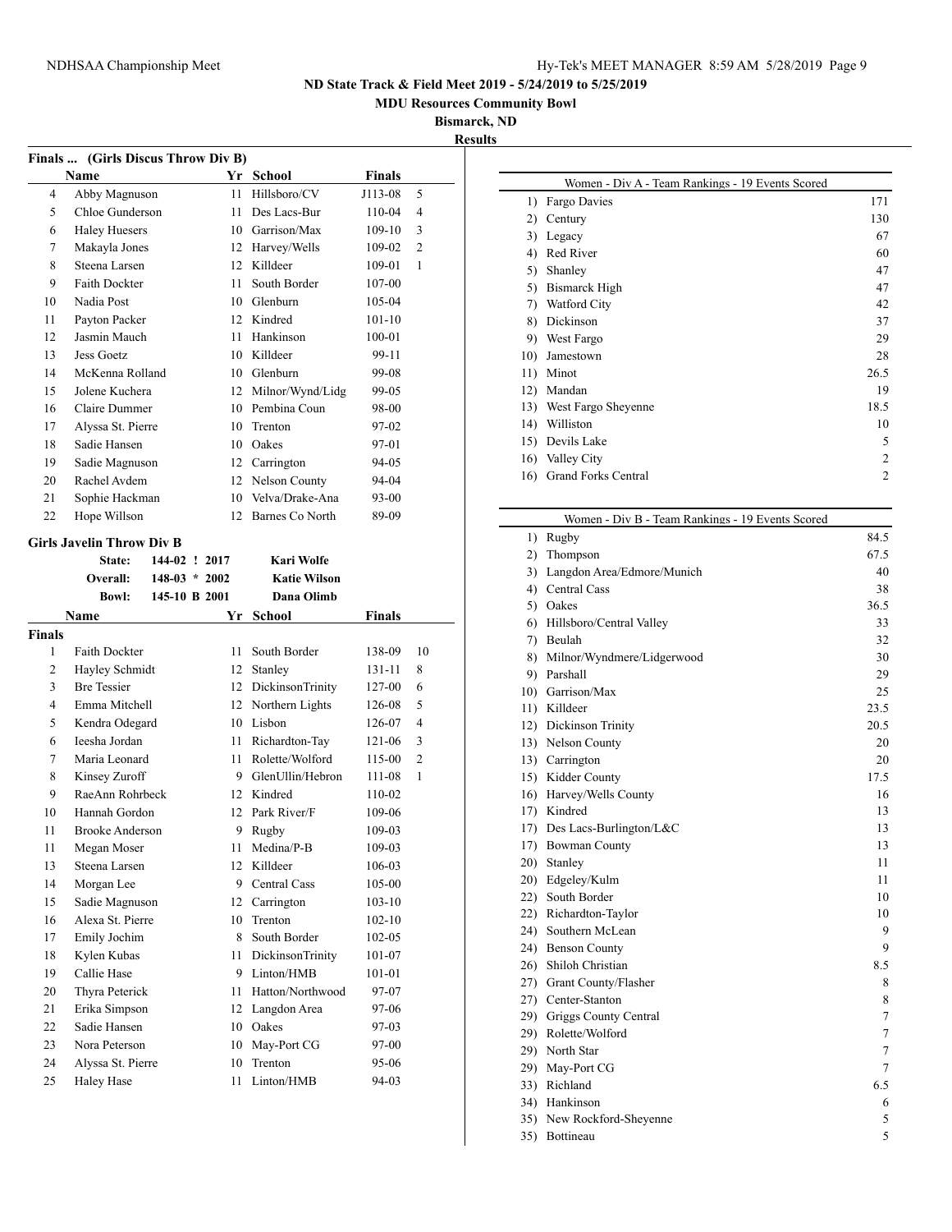**ND State Track & Field Meet 2019 - 5/24/2019 to 5/25/2019**

**MDU Resources Community Bowl**

**Bismarck, ND**

**Results**

### Finals ... (Girls Discus Throw Div B)

| | Name | Yr | School | Finals | |
|---|---|---|---|---|---|
| 4 | Abby Magnuson | 11 | Hillsboro/CV | J113-08 | 5 |
| 5 | Chloe Gunderson | 11 | Des Lacs-Bur | 110-04 | 4 |
| 6 | Haley Huesers | 10 | Garrison/Max | 109-10 | 3 |
| 7 | Makayla Jones | 12 | Harvey/Wells | 109-02 | 2 |
| 8 | Steena Larsen | 12 | Killdeer | 109-01 | 1 |
| 9 | Faith Dockter | 11 | South Border | 107-00 | |
| 10 | Nadia Post | 10 | Glenburn | 105-04 | |
| 11 | Payton Packer | 12 | Kindred | 101-10 | |
| 12 | Jasmin Mauch | 11 | Hankinson | 100-01 | |
| 13 | Jess Goetz | 10 | Killdeer | 99-11 | |
| 14 | McKenna Rolland | 10 | Glenburn | 99-08 | |
| 15 | Jolene Kuchera | 12 | Milnor/Wynd/Lidg | 99-05 | |
| 16 | Claire Dummer | 10 | Pembina Coun | 98-00 | |
| 17 | Alyssa St. Pierre | 10 | Trenton | 97-02 | |
| 18 | Sadie Hansen | 10 | Oakes | 97-01 | |
| 19 | Sadie Magnuson | 12 | Carrington | 94-05 | |
| 20 | Rachel Avdem | 12 | Nelson County | 94-04 | |
| 21 | Sophie Hackman | 10 | Velva/Drake-Ana | 93-00 | |
| 22 | Hope Willson | 12 | Barnes Co North | 89-09 | |

### Girls Javelin Throw Div B

| | Mark | | Year | Holder |
|---|---|---|---|---|
| State: | 144-02 | ! | 2017 | Kari Wolfe |
| Overall: | 148-03 | * | 2002 | Katie Wilson |
| Bowl: | 145-10 | B | 2001 | Dana Olimb |

| | Name | Yr | School | Finals | |
|---|---|---|---|---|---|
| **Finals** | | | | | |
| 1 | Faith Dockter | 11 | South Border | 138-09 | 10 |
| 2 | Hayley Schmidt | 12 | Stanley | 131-11 | 8 |
| 3 | Bre Tessier | 12 | DickinsonTrinity | 127-00 | 6 |
| 4 | Emma Mitchell | 12 | Northern Lights | 126-08 | 5 |
| 5 | Kendra Odegard | 10 | Lisbon | 126-07 | 4 |
| 6 | Ieesha Jordan | 11 | Richardton-Tay | 121-06 | 3 |
| 7 | Maria Leonard | 11 | Rolette/Wolford | 115-00 | 2 |
| 8 | Kinsey Zuroff | 9 | GlenUllin/Hebron | 111-08 | 1 |
| 9 | RaeAnn Rohrbeck | 12 | Kindred | 110-02 | |
| 10 | Hannah Gordon | 12 | Park River/F | 109-06 | |
| 11 | Brooke Anderson | 9 | Rugby | 109-03 | |
| 11 | Megan Moser | 11 | Medina/P-B | 109-03 | |
| 13 | Steena Larsen | 12 | Killdeer | 106-03 | |
| 14 | Morgan Lee | 9 | Central Cass | 105-00 | |
| 15 | Sadie Magnuson | 12 | Carrington | 103-10 | |
| 16 | Alexa St. Pierre | 10 | Trenton | 102-10 | |
| 17 | Emily Jochim | 8 | South Border | 102-05 | |
| 18 | Kylen Kubas | 11 | DickinsonTrinity | 101-07 | |
| 19 | Callie Hase | 9 | Linton/HMB | 101-01 | |
| 20 | Thyra Peterick | 11 | Hatton/Northwood | 97-07 | |
| 21 | Erika Simpson | 12 | Langdon Area | 97-06 | |
| 22 | Sadie Hansen | 10 | Oakes | 97-03 | |
| 23 | Nora Peterson | 10 | May-Port CG | 97-00 | |
| 24 | Alyssa St. Pierre | 10 | Trenton | 95-06 | |
| 25 | Haley Hase | 11 | Linton/HMB | 94-03 | |

### Women - Div A - Team Rankings - 19 Events Scored

| Rank | Team | Points |
|---|---|---|
| 1) | Fargo Davies | 171 |
| 2) | Century | 130 |
| 3) | Legacy | 67 |
| 4) | Red River | 60 |
| 5) | Shanley | 47 |
| 5) | Bismarck High | 47 |
| 7) | Watford City | 42 |
| 8) | Dickinson | 37 |
| 9) | West Fargo | 29 |
| 10) | Jamestown | 28 |
| 11) | Minot | 26.5 |
| 12) | Mandan | 19 |
| 13) | West Fargo Sheyenne | 18.5 |
| 14) | Williston | 10 |
| 15) | Devils Lake | 5 |
| 16) | Valley City | 2 |
| 16) | Grand Forks Central | 2 |

### Women - Div B - Team Rankings - 19 Events Scored

| Rank | Team | Points |
|---|---|---|
| 1) | Rugby | 84.5 |
| 2) | Thompson | 67.5 |
| 3) | Langdon Area/Edmore/Munich | 40 |
| 4) | Central Cass | 38 |
| 5) | Oakes | 36.5 |
| 6) | Hillsboro/Central Valley | 33 |
| 7) | Beulah | 32 |
| 8) | Milnor/Wyndmere/Lidgerwood | 30 |
| 9) | Parshall | 29 |
| 10) | Garrison/Max | 25 |
| 11) | Killdeer | 23.5 |
| 12) | Dickinson Trinity | 20.5 |
| 13) | Nelson County | 20 |
| 13) | Carrington | 20 |
| 15) | Kidder County | 17.5 |
| 16) | Harvey/Wells County | 16 |
| 17) | Kindred | 13 |
| 17) | Des Lacs-Burlington/L&C | 13 |
| 17) | Bowman County | 13 |
| 20) | Stanley | 11 |
| 20) | Edgeley/Kulm | 11 |
| 22) | South Border | 10 |
| 22) | Richardton-Taylor | 10 |
| 24) | Southern McLean | 9 |
| 24) | Benson County | 9 |
| 26) | Shiloh Christian | 8.5 |
| 27) | Grant County/Flasher | 8 |
| 27) | Center-Stanton | 8 |
| 29) | Griggs County Central | 7 |
| 29) | Rolette/Wolford | 7 |
| 29) | North Star | 7 |
| 29) | May-Port CG | 7 |
| 33) | Richland | 6.5 |
| 34) | Hankinson | 6 |
| 35) | New Rockford-Sheyenne | 5 |
| 35) | Bottineau | 5 |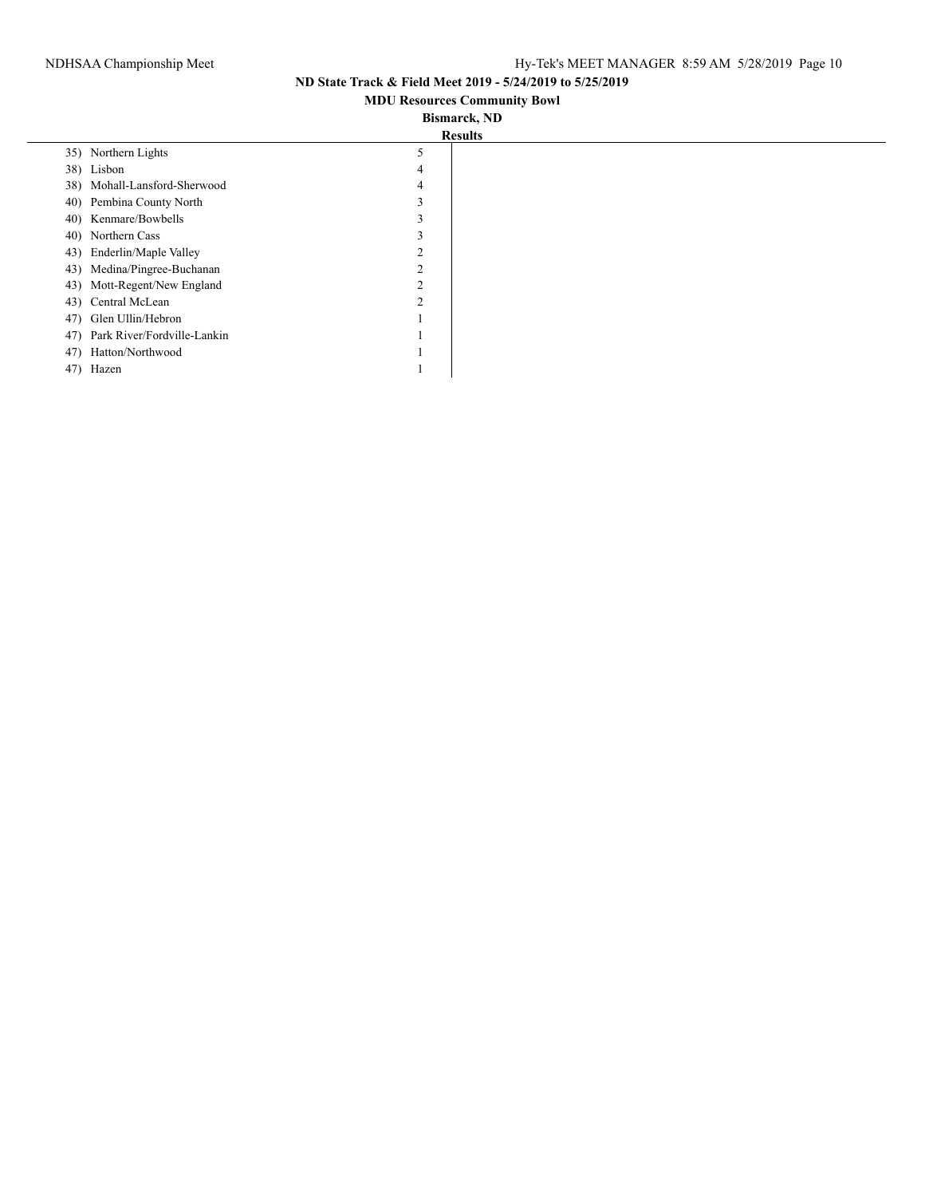## ND State Track & Field Meet 2019 - 5/24/2019 to 5/25/2019

### MDU Resources Community Bowl

### Bismarck, ND

### Results

| | | |
|---|---|---|
| 35) | Northern Lights | 5 |
| 38) | Lisbon | 4 |
| 38) | Mohall-Lansford-Sherwood | 4 |
| 40) | Pembina County North | 3 |
| 40) | Kenmare/Bowbells | 3 |
| 40) | Northern Cass | 3 |
| 43) | Enderlin/Maple Valley | 2 |
| 43) | Medina/Pingree-Buchanan | 2 |
| 43) | Mott-Regent/New England | 2 |
| 43) | Central McLean | 2 |
| 47) | Glen Ullin/Hebron | 1 |
| 47) | Park River/Fordville-Lankin | 1 |
| 47) | Hatton/Northwood | 1 |
| 47) | Hazen | 1 |